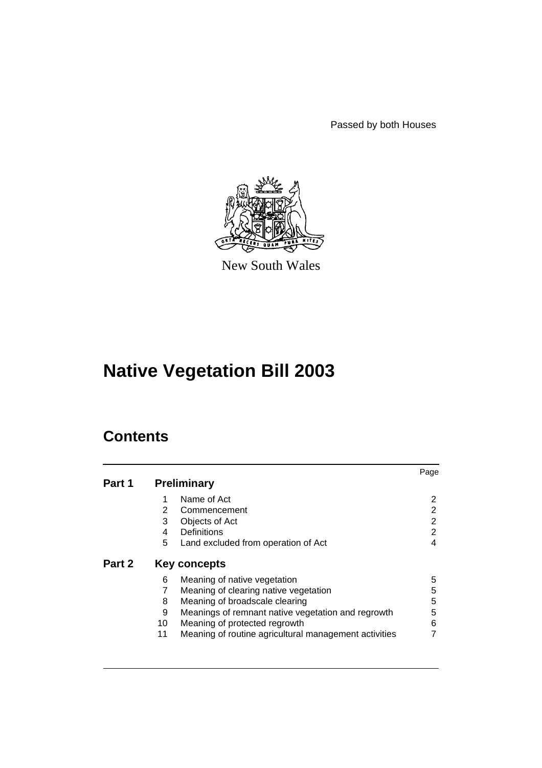Passed by both Houses

New South Wales

# Native Vegetation Bill 2003

## Contents

| | | | Page |
|---|---|---|---|
| **Part 1** | **Preliminary** | | |
| | 1 | Name of Act | 2 |
| | 2 | Commencement | 2 |
| | 3 | Objects of Act | 2 |
| | 4 | Definitions | 2 |
| | 5 | Land excluded from operation of Act | 4 |
| **Part 2** | **Key concepts** | | |
| | 6 | Meaning of native vegetation | 5 |
| | 7 | Meaning of clearing native vegetation | 5 |
| | 8 | Meaning of broadscale clearing | 5 |
| | 9 | Meanings of remnant native vegetation and regrowth | 5 |
| | 10 | Meaning of protected regrowth | 6 |
| | 11 | Meaning of routine agricultural management activities | 7 |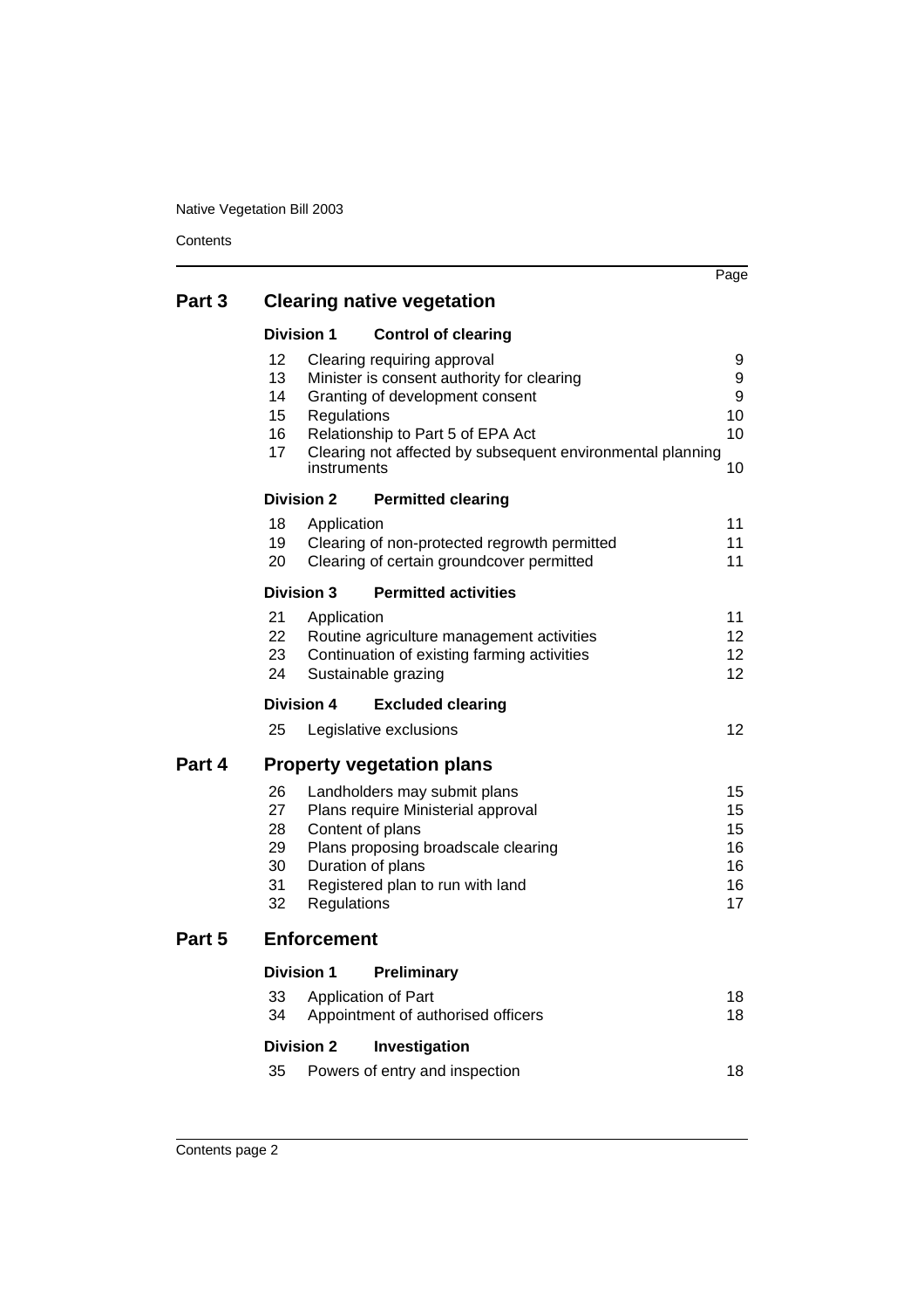| | | Page |
|---|---|---|
| **Part 3** | **Clearing native vegetation** | |
| | **Division 1 Control of clearing** | |
| 12 | Clearing requiring approval | 9 |
| 13 | Minister is consent authority for clearing | 9 |
| 14 | Granting of development consent | 9 |
| 15 | Regulations | 10 |
| 16 | Relationship to Part 5 of EPA Act | 10 |
| 17 | Clearing not affected by subsequent environmental planning instruments | 10 |
| | **Division 2 Permitted clearing** | |
| 18 | Application | 11 |
| 19 | Clearing of non-protected regrowth permitted | 11 |
| 20 | Clearing of certain groundcover permitted | 11 |
| | **Division 3 Permitted activities** | |
| 21 | Application | 11 |
| 22 | Routine agriculture management activities | 12 |
| 23 | Continuation of existing farming activities | 12 |
| 24 | Sustainable grazing | 12 |
| | **Division 4 Excluded clearing** | |
| 25 | Legislative exclusions | 12 |
| **Part 4** | **Property vegetation plans** | |
| 26 | Landholders may submit plans | 15 |
| 27 | Plans require Ministerial approval | 15 |
| 28 | Content of plans | 15 |
| 29 | Plans proposing broadscale clearing | 16 |
| 30 | Duration of plans | 16 |
| 31 | Registered plan to run with land | 16 |
| 32 | Regulations | 17 |
| **Part 5** | **Enforcement** | |
| | **Division 1 Preliminary** | |
| 33 | Application of Part | 18 |
| 34 | Appointment of authorised officers | 18 |
| | **Division 2 Investigation** | |
| 35 | Powers of entry and inspection | 18 |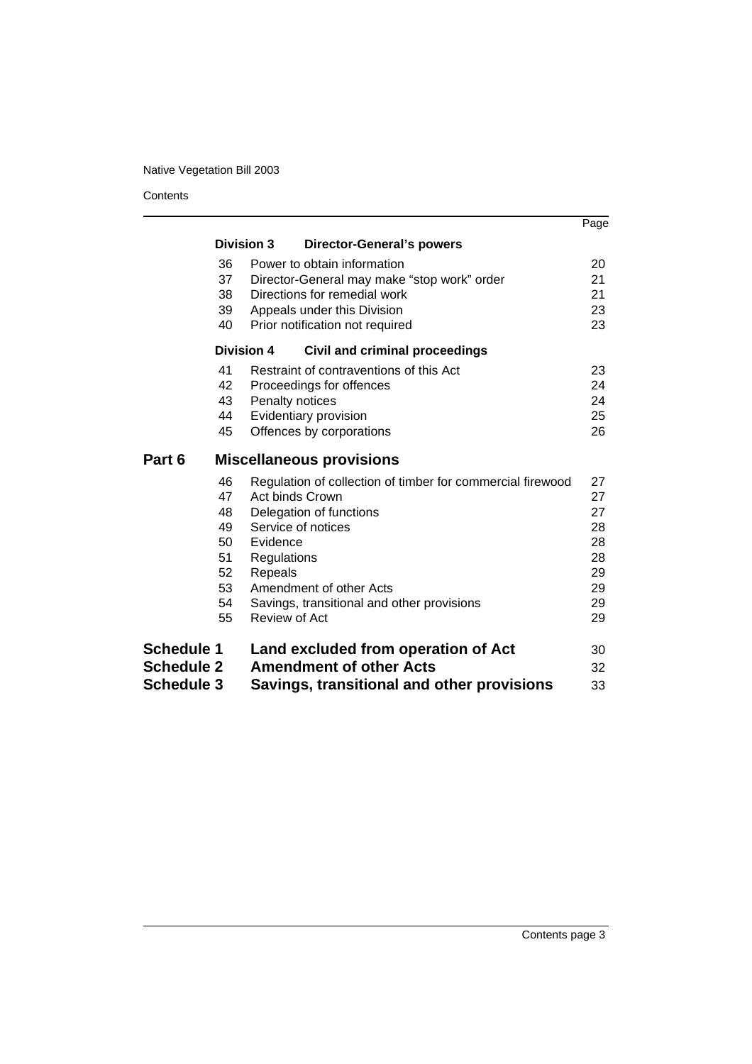| | | | Page |
|---|---|---|---|
| | **Division 3** | **Director-General's powers** | |
| | 36 | Power to obtain information | 20 |
| | 37 | Director-General may make "stop work" order | 21 |
| | 38 | Directions for remedial work | 21 |
| | 39 | Appeals under this Division | 23 |
| | 40 | Prior notification not required | 23 |
| | **Division 4** | **Civil and criminal proceedings** | |
| | 41 | Restraint of contraventions of this Act | 23 |
| | 42 | Proceedings for offences | 24 |
| | 43 | Penalty notices | 24 |
| | 44 | Evidentiary provision | 25 |
| | 45 | Offences by corporations | 26 |
| **Part 6** | | **Miscellaneous provisions** | |
| | 46 | Regulation of collection of timber for commercial firewood | 27 |
| | 47 | Act binds Crown | 27 |
| | 48 | Delegation of functions | 27 |
| | 49 | Service of notices | 28 |
| | 50 | Evidence | 28 |
| | 51 | Regulations | 28 |
| | 52 | Repeals | 29 |
| | 53 | Amendment of other Acts | 29 |
| | 54 | Savings, transitional and other provisions | 29 |
| | 55 | Review of Act | 29 |
| **Schedule 1** | | **Land excluded from operation of Act** | 30 |
| **Schedule 2** | | **Amendment of other Acts** | 32 |
| **Schedule 3** | | **Savings, transitional and other provisions** | 33 |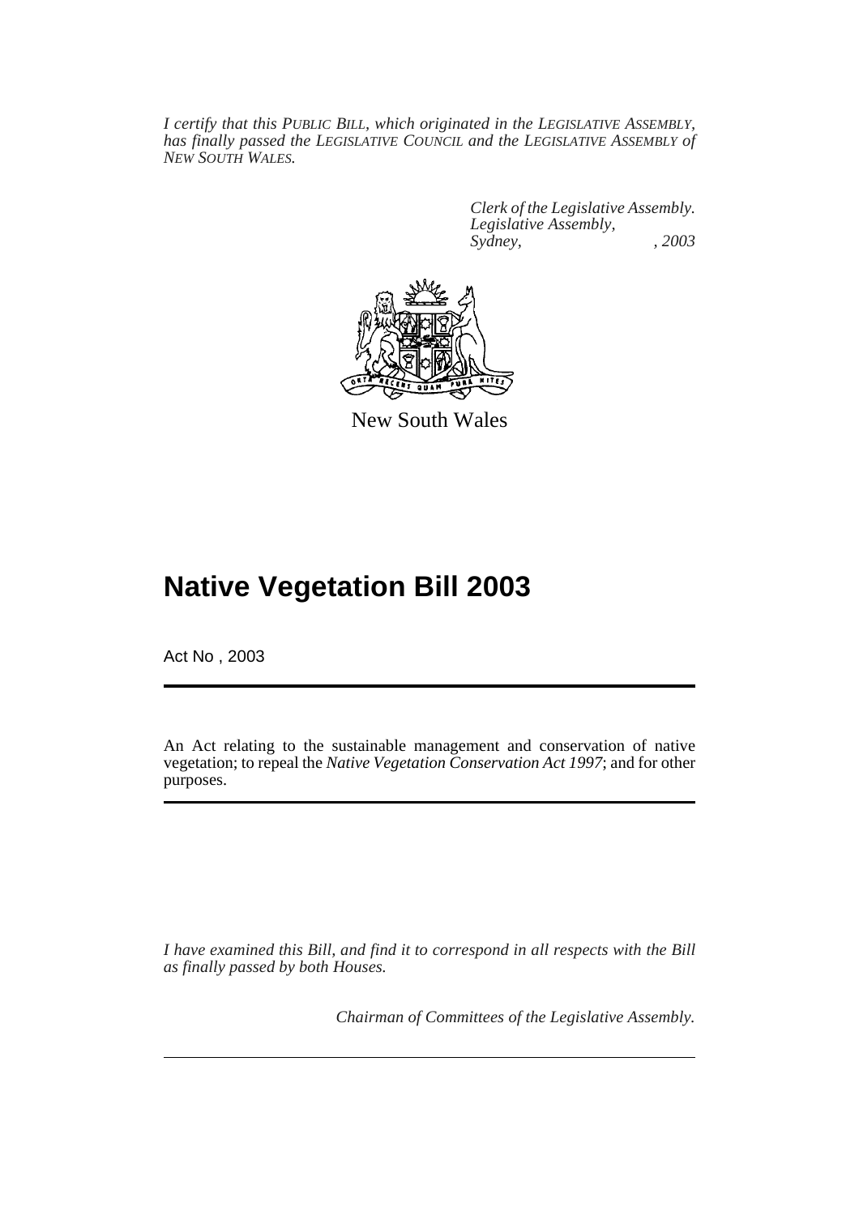*I certify that this PUBLIC BILL, which originated in the LEGISLATIVE ASSEMBLY, has finally passed the LEGISLATIVE COUNCIL and the LEGISLATIVE ASSEMBLY of NEW SOUTH WALES.*

*Clerk of the Legislative Assembly.*
*Legislative Assembly,*
*Sydney, , 2003*

New South Wales

# Native Vegetation Bill 2003

Act No , 2003

An Act relating to the sustainable management and conservation of native vegetation; to repeal the *Native Vegetation Conservation Act 1997*; and for other purposes.

*I have examined this Bill, and find it to correspond in all respects with the Bill as finally passed by both Houses.*

*Chairman of Committees of the Legislative Assembly.*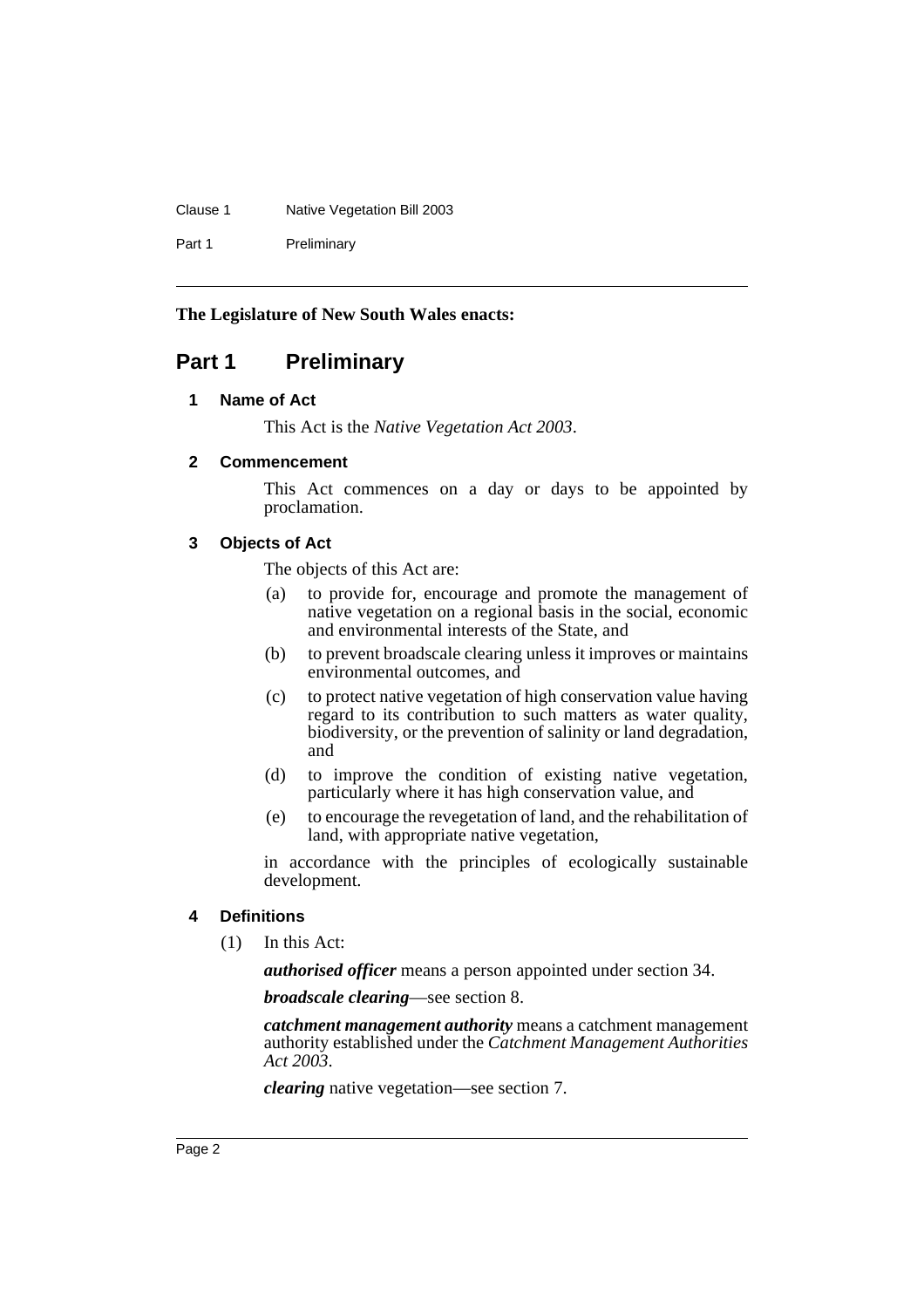**The Legislature of New South Wales enacts:**

# Part 1 Preliminary

## 1 Name of Act

This Act is the *Native Vegetation Act 2003*.

## 2 Commencement

This Act commences on a day or days to be appointed by proclamation.

## 3 Objects of Act

The objects of this Act are:

(a) to provide for, encourage and promote the management of native vegetation on a regional basis in the social, economic and environmental interests of the State, and

(b) to prevent broadscale clearing unless it improves or maintains environmental outcomes, and

(c) to protect native vegetation of high conservation value having regard to its contribution to such matters as water quality, biodiversity, or the prevention of salinity or land degradation, and

(d) to improve the condition of existing native vegetation, particularly where it has high conservation value, and

(e) to encourage the revegetation of land, and the rehabilitation of land, with appropriate native vegetation,

in accordance with the principles of ecologically sustainable development.

## 4 Definitions

(1) In this Act:

***authorised officer*** means a person appointed under section 34.

***broadscale clearing***—see section 8.

***catchment management authority*** means a catchment management authority established under the *Catchment Management Authorities Act 2003*.

***clearing*** native vegetation—see section 7.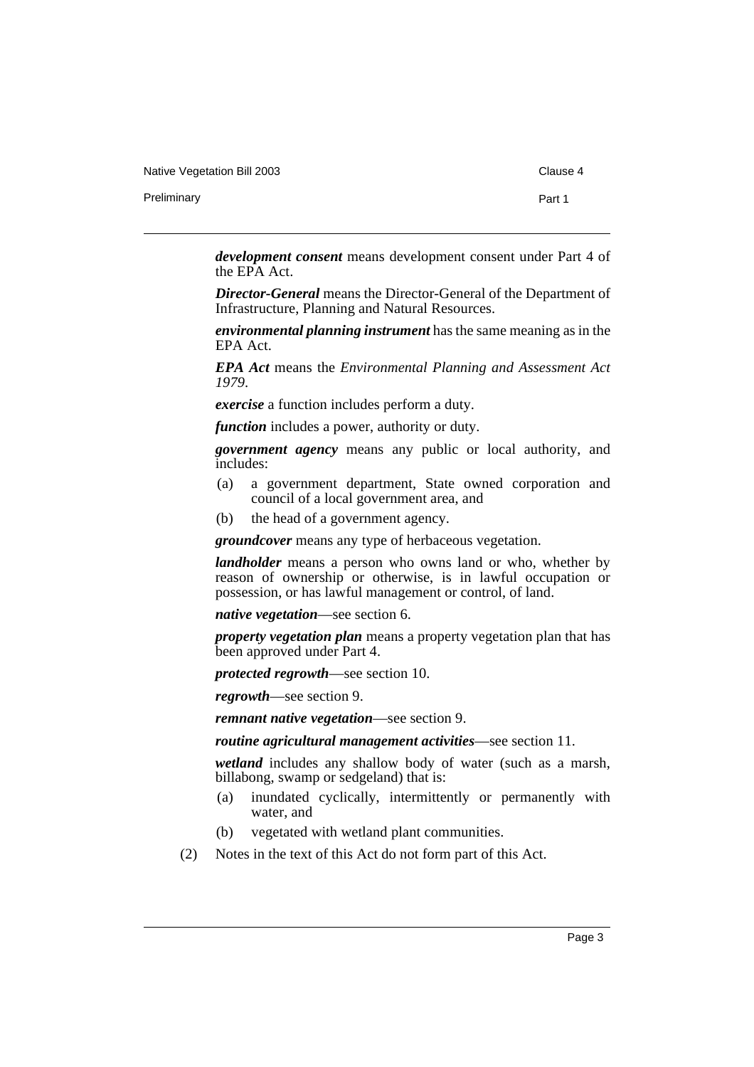***development consent*** means development consent under Part 4 of the EPA Act.

***Director-General*** means the Director-General of the Department of Infrastructure, Planning and Natural Resources.

***environmental planning instrument*** has the same meaning as in the EPA Act.

***EPA Act*** means the *Environmental Planning and Assessment Act 1979*.

***exercise*** a function includes perform a duty.

***function*** includes a power, authority or duty.

***government agency*** means any public or local authority, and includes:

- (a) a government department, State owned corporation and council of a local government area, and
- (b) the head of a government agency.

***groundcover*** means any type of herbaceous vegetation.

***landholder*** means a person who owns land or who, whether by reason of ownership or otherwise, is in lawful occupation or possession, or has lawful management or control, of land.

***native vegetation***—see section 6.

***property vegetation plan*** means a property vegetation plan that has been approved under Part 4.

***protected regrowth***—see section 10.

***regrowth***—see section 9.

***remnant native vegetation***—see section 9.

***routine agricultural management activities***—see section 11.

***wetland*** includes any shallow body of water (such as a marsh, billabong, swamp or sedgeland) that is:

- (a) inundated cyclically, intermittently or permanently with water, and
- (b) vegetated with wetland plant communities.

(2) Notes in the text of this Act do not form part of this Act.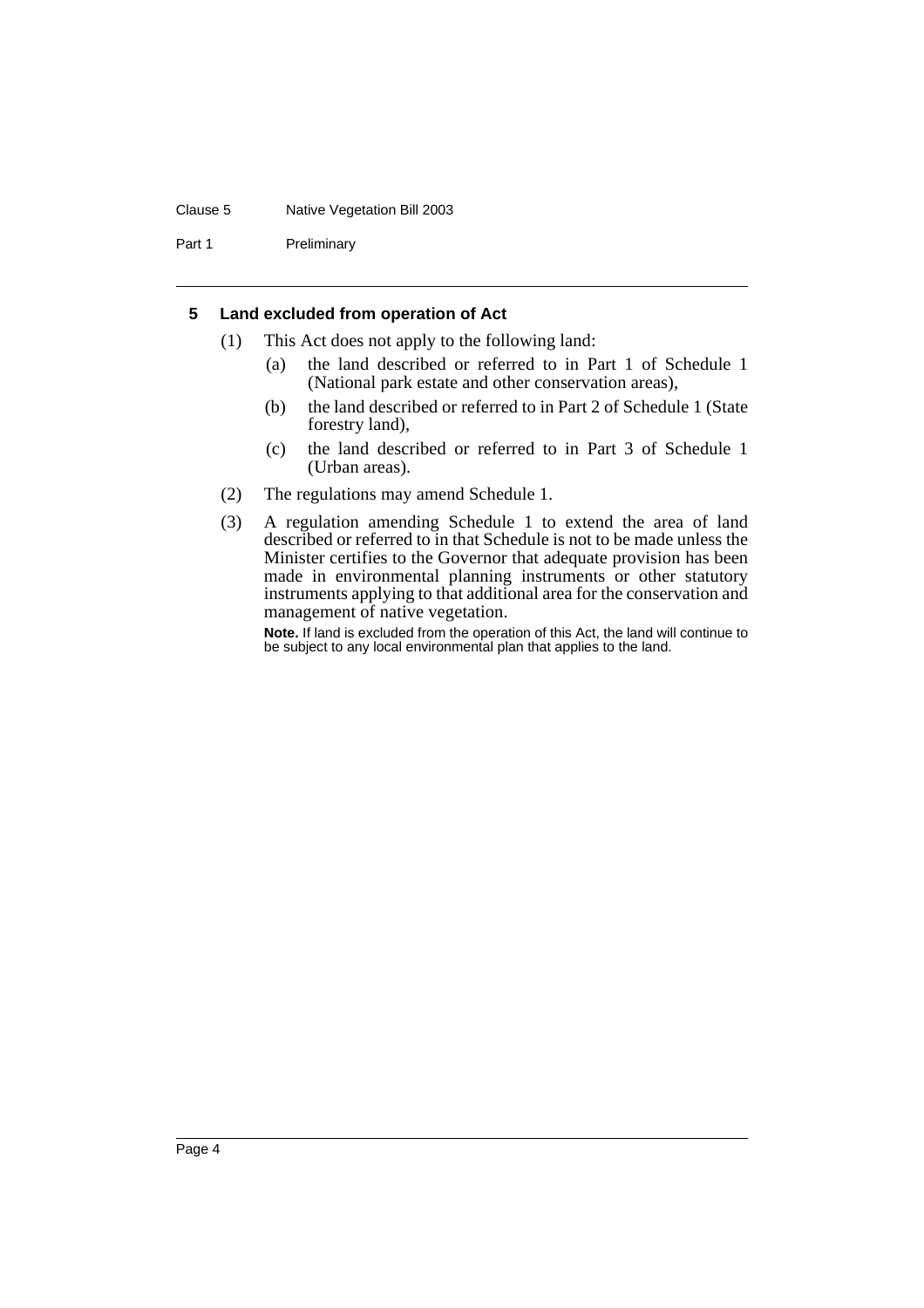## 5 Land excluded from operation of Act

(1) This Act does not apply to the following land:

(a) the land described or referred to in Part 1 of Schedule 1 (National park estate and other conservation areas),

(b) the land described or referred to in Part 2 of Schedule 1 (State forestry land),

(c) the land described or referred to in Part 3 of Schedule 1 (Urban areas).

(2) The regulations may amend Schedule 1.

(3) A regulation amending Schedule 1 to extend the area of land described or referred to in that Schedule is not to be made unless the Minister certifies to the Governor that adequate provision has been made in environmental planning instruments or other statutory instruments applying to that additional area for the conservation and management of native vegetation.

**Note.** If land is excluded from the operation of this Act, the land will continue to be subject to any local environmental plan that applies to the land.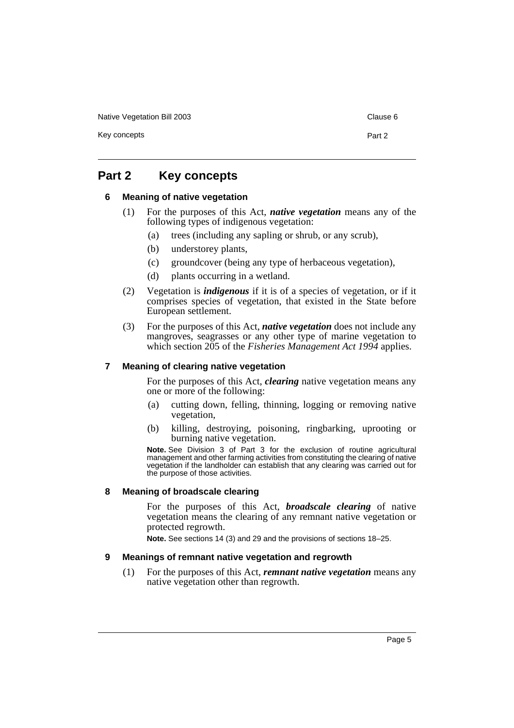## Part 2 Key concepts

### 6 Meaning of native vegetation

(1) For the purposes of this Act, ***native vegetation*** means any of the following types of indigenous vegetation:

- (a) trees (including any sapling or shrub, or any scrub),
- (b) understorey plants,
- (c) groundcover (being any type of herbaceous vegetation),
- (d) plants occurring in a wetland.

(2) Vegetation is ***indigenous*** if it is of a species of vegetation, or if it comprises species of vegetation, that existed in the State before European settlement.

(3) For the purposes of this Act, ***native vegetation*** does not include any mangroves, seagrasses or any other type of marine vegetation to which section 205 of the *Fisheries Management Act 1994* applies.

### 7 Meaning of clearing native vegetation

For the purposes of this Act, ***clearing*** native vegetation means any one or more of the following:

- (a) cutting down, felling, thinning, logging or removing native vegetation,
- (b) killing, destroying, poisoning, ringbarking, uprooting or burning native vegetation.

**Note.** See Division 3 of Part 3 for the exclusion of routine agricultural management and other farming activities from constituting the clearing of native vegetation if the landholder can establish that any clearing was carried out for the purpose of those activities.

### 8 Meaning of broadscale clearing

For the purposes of this Act, ***broadscale clearing*** of native vegetation means the clearing of any remnant native vegetation or protected regrowth.

**Note.** See sections 14 (3) and 29 and the provisions of sections 18–25.

### 9 Meanings of remnant native vegetation and regrowth

(1) For the purposes of this Act, ***remnant native vegetation*** means any native vegetation other than regrowth.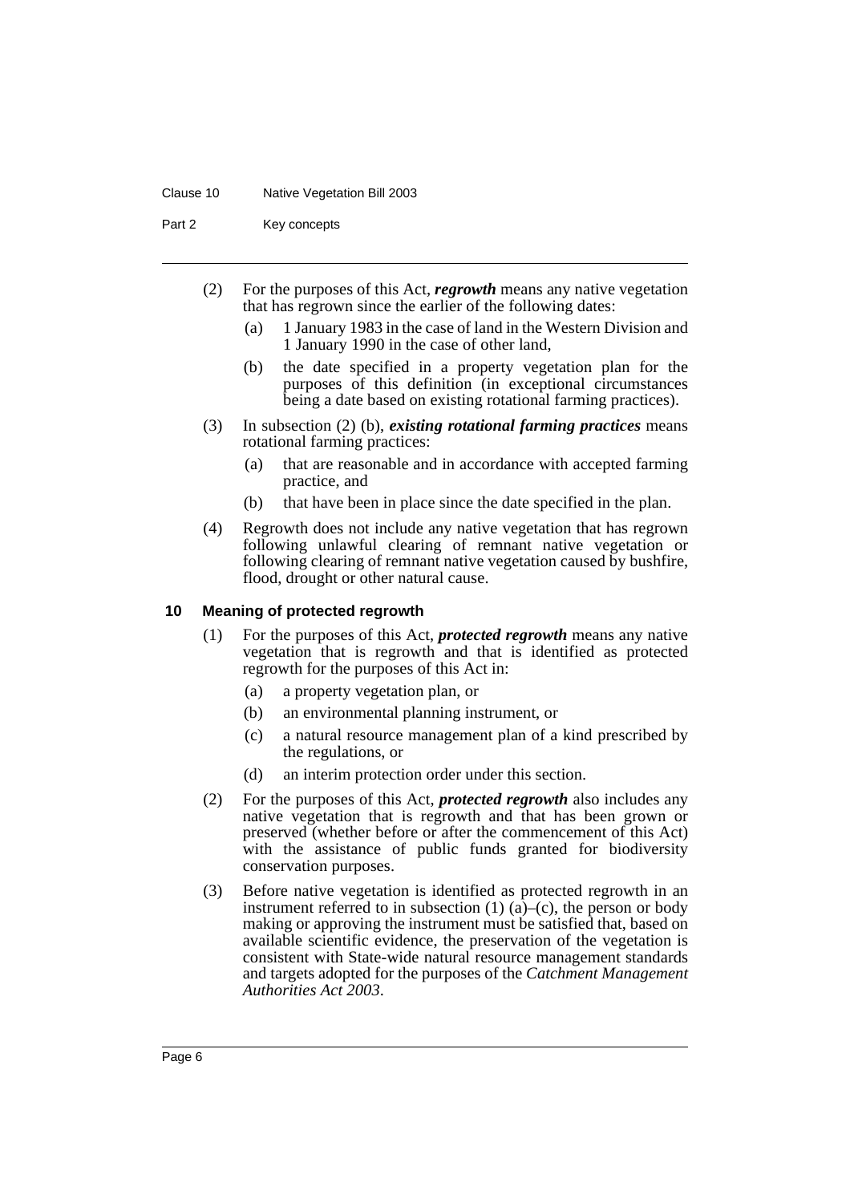(2) For the purposes of this Act, ***regrowth*** means any native vegetation that has regrown since the earlier of the following dates:

(a) 1 January 1983 in the case of land in the Western Division and 1 January 1990 in the case of other land,

(b) the date specified in a property vegetation plan for the purposes of this definition (in exceptional circumstances being a date based on existing rotational farming practices).

(3) In subsection (2) (b), ***existing rotational farming practices*** means rotational farming practices:

(a) that are reasonable and in accordance with accepted farming practice, and

(b) that have been in place since the date specified in the plan.

(4) Regrowth does not include any native vegetation that has regrown following unlawful clearing of remnant native vegetation or following clearing of remnant native vegetation caused by bushfire, flood, drought or other natural cause.

## 10 Meaning of protected regrowth

(1) For the purposes of this Act, ***protected regrowth*** means any native vegetation that is regrowth and that is identified as protected regrowth for the purposes of this Act in:

(a) a property vegetation plan, or

(b) an environmental planning instrument, or

(c) a natural resource management plan of a kind prescribed by the regulations, or

(d) an interim protection order under this section.

(2) For the purposes of this Act, ***protected regrowth*** also includes any native vegetation that is regrowth and that has been grown or preserved (whether before or after the commencement of this Act) with the assistance of public funds granted for biodiversity conservation purposes.

(3) Before native vegetation is identified as protected regrowth in an instrument referred to in subsection (1) (a)–(c), the person or body making or approving the instrument must be satisfied that, based on available scientific evidence, the preservation of the vegetation is consistent with State-wide natural resource management standards and targets adopted for the purposes of the *Catchment Management Authorities Act 2003*.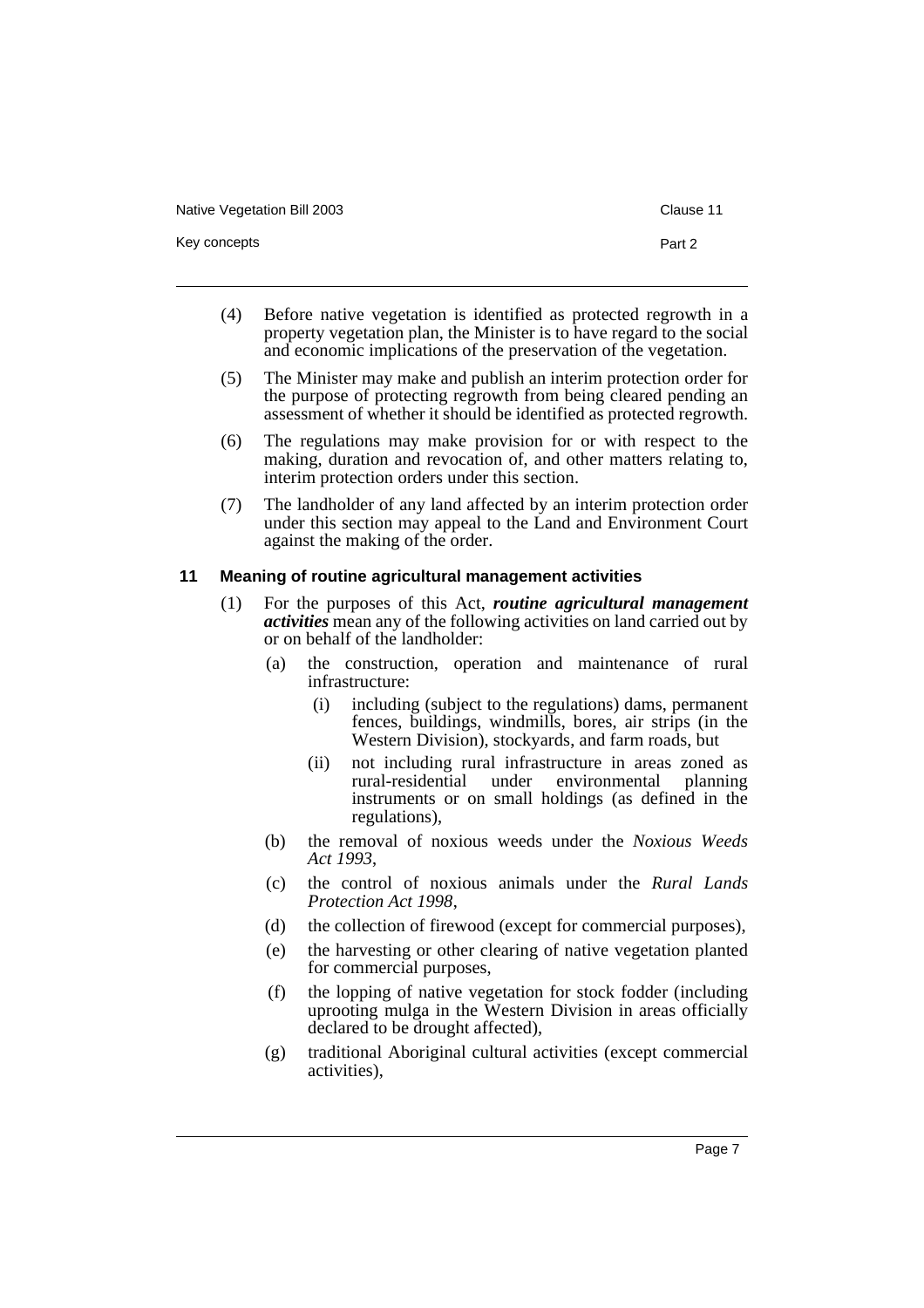(4) Before native vegetation is identified as protected regrowth in a property vegetation plan, the Minister is to have regard to the social and economic implications of the preservation of the vegetation.

(5) The Minister may make and publish an interim protection order for the purpose of protecting regrowth from being cleared pending an assessment of whether it should be identified as protected regrowth.

(6) The regulations may make provision for or with respect to the making, duration and revocation of, and other matters relating to, interim protection orders under this section.

(7) The landholder of any land affected by an interim protection order under this section may appeal to the Land and Environment Court against the making of the order.

### 11 Meaning of routine agricultural management activities

(1) For the purposes of this Act, ***routine agricultural management activities*** mean any of the following activities on land carried out by or on behalf of the landholder:

- (a) the construction, operation and maintenance of rural infrastructure:
  - (i) including (subject to the regulations) dams, permanent fences, buildings, windmills, bores, air strips (in the Western Division), stockyards, and farm roads, but
  - (ii) not including rural infrastructure in areas zoned as rural-residential under environmental planning instruments or on small holdings (as defined in the regulations),
- (b) the removal of noxious weeds under the *Noxious Weeds Act 1993*,
- (c) the control of noxious animals under the *Rural Lands Protection Act 1998*,
- (d) the collection of firewood (except for commercial purposes),
- (e) the harvesting or other clearing of native vegetation planted for commercial purposes,
- (f) the lopping of native vegetation for stock fodder (including uprooting mulga in the Western Division in areas officially declared to be drought affected),
- (g) traditional Aboriginal cultural activities (except commercial activities),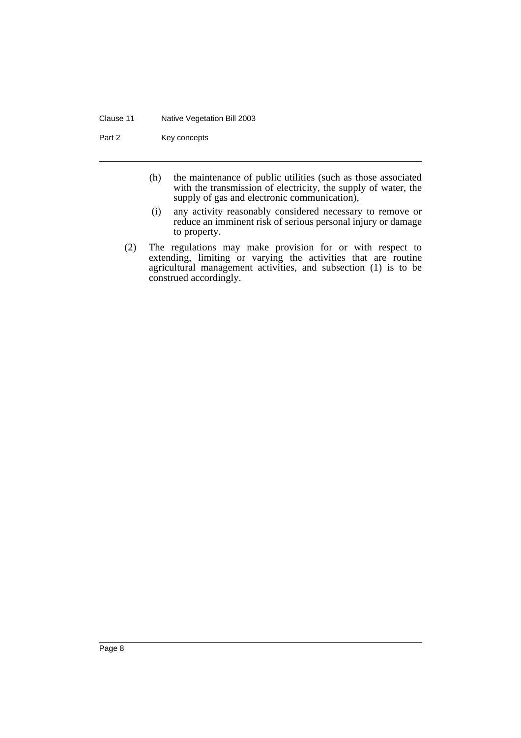(h) the maintenance of public utilities (such as those associated with the transmission of electricity, the supply of water, the supply of gas and electronic communication),

(i) any activity reasonably considered necessary to remove or reduce an imminent risk of serious personal injury or damage to property.

(2) The regulations may make provision for or with respect to extending, limiting or varying the activities that are routine agricultural management activities, and subsection (1) is to be construed accordingly.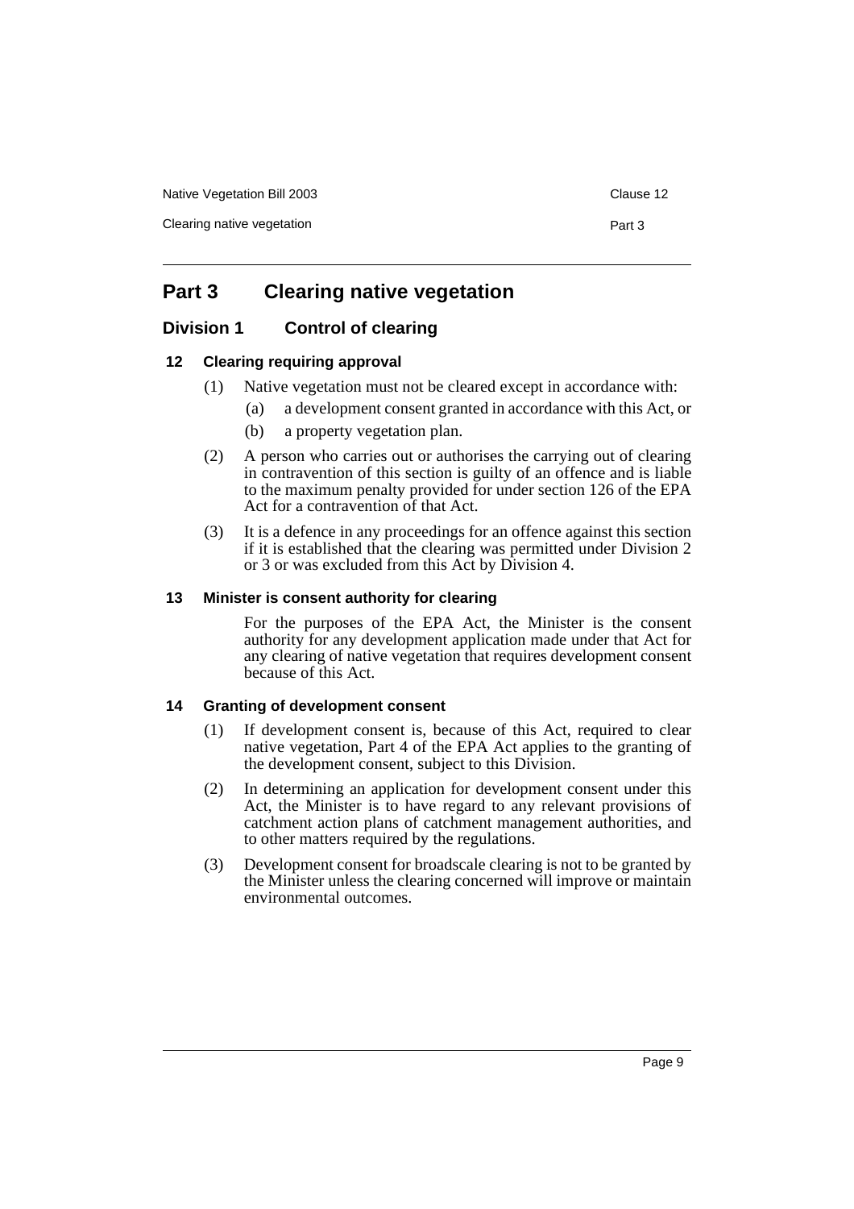# Part 3 Clearing native vegetation

## Division 1 Control of clearing

### 12 Clearing requiring approval

(1) Native vegetation must not be cleared except in accordance with:

(a) a development consent granted in accordance with this Act, or

(b) a property vegetation plan.

(2) A person who carries out or authorises the carrying out of clearing in contravention of this section is guilty of an offence and is liable to the maximum penalty provided for under section 126 of the EPA Act for a contravention of that Act.

(3) It is a defence in any proceedings for an offence against this section if it is established that the clearing was permitted under Division 2 or 3 or was excluded from this Act by Division 4.

### 13 Minister is consent authority for clearing

For the purposes of the EPA Act, the Minister is the consent authority for any development application made under that Act for any clearing of native vegetation that requires development consent because of this Act.

### 14 Granting of development consent

(1) If development consent is, because of this Act, required to clear native vegetation, Part 4 of the EPA Act applies to the granting of the development consent, subject to this Division.

(2) In determining an application for development consent under this Act, the Minister is to have regard to any relevant provisions of catchment action plans of catchment management authorities, and to other matters required by the regulations.

(3) Development consent for broadscale clearing is not to be granted by the Minister unless the clearing concerned will improve or maintain environmental outcomes.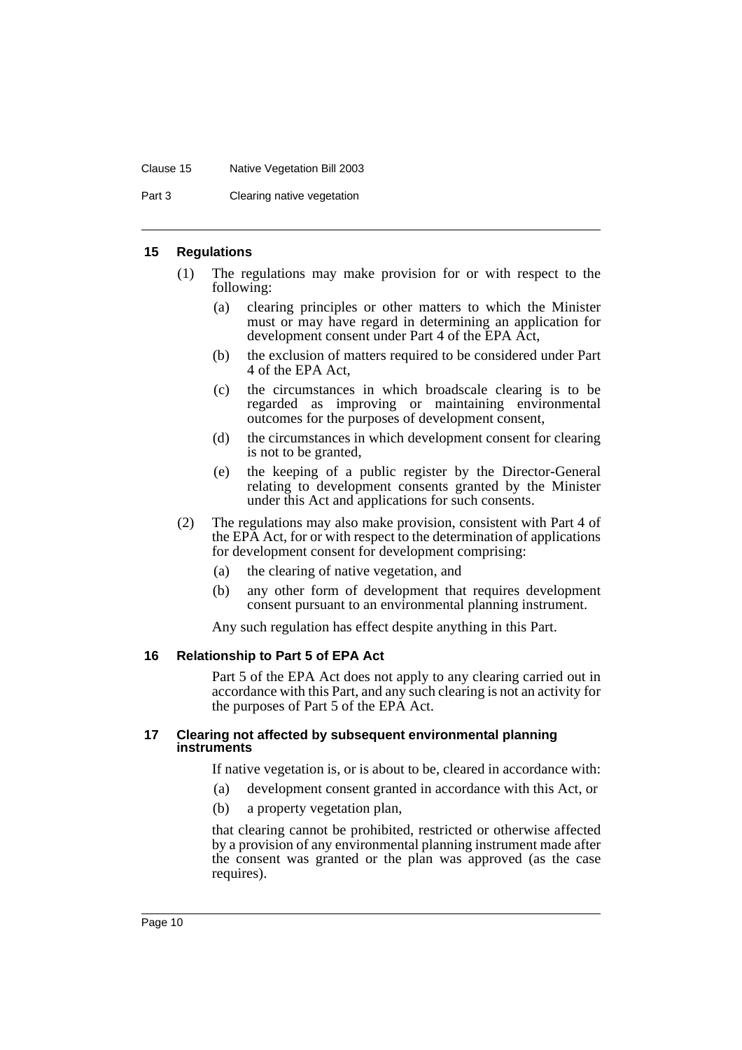### 15 Regulations

(1) The regulations may make provision for or with respect to the following:

(a) clearing principles or other matters to which the Minister must or may have regard in determining an application for development consent under Part 4 of the EPA Act,

(b) the exclusion of matters required to be considered under Part 4 of the EPA Act,

(c) the circumstances in which broadscale clearing is to be regarded as improving or maintaining environmental outcomes for the purposes of development consent,

(d) the circumstances in which development consent for clearing is not to be granted,

(e) the keeping of a public register by the Director-General relating to development consents granted by the Minister under this Act and applications for such consents.

(2) The regulations may also make provision, consistent with Part 4 of the EPA Act, for or with respect to the determination of applications for development consent for development comprising:

(a) the clearing of native vegetation, and

(b) any other form of development that requires development consent pursuant to an environmental planning instrument.

Any such regulation has effect despite anything in this Part.

### 16 Relationship to Part 5 of EPA Act

Part 5 of the EPA Act does not apply to any clearing carried out in accordance with this Part, and any such clearing is not an activity for the purposes of Part 5 of the EPA Act.

### 17 Clearing not affected by subsequent environmental planning instruments

If native vegetation is, or is about to be, cleared in accordance with:

(a) development consent granted in accordance with this Act, or

(b) a property vegetation plan,

that clearing cannot be prohibited, restricted or otherwise affected by a provision of any environmental planning instrument made after the consent was granted or the plan was approved (as the case requires).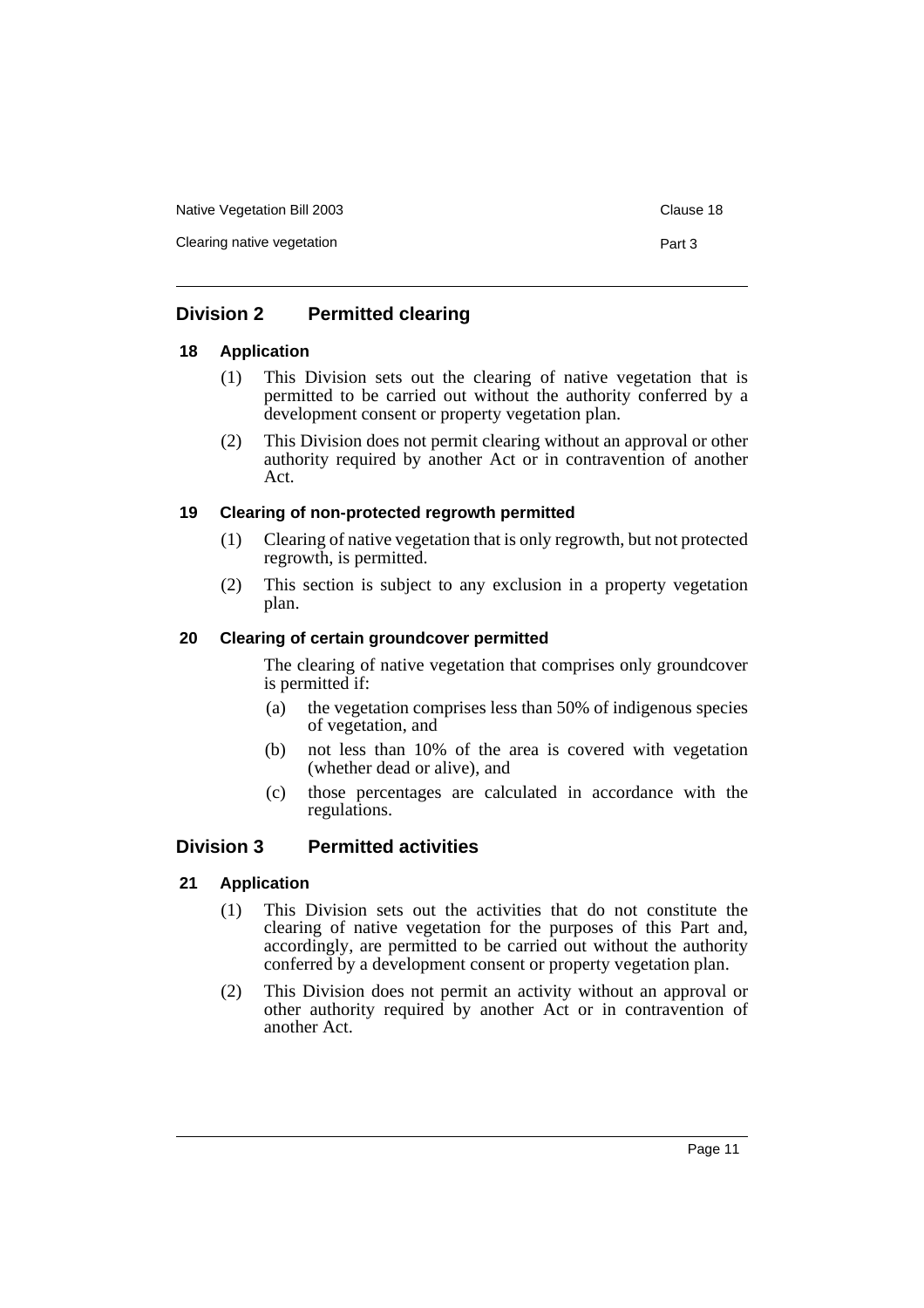## Division 2 Permitted clearing

### 18 Application

(1) This Division sets out the clearing of native vegetation that is permitted to be carried out without the authority conferred by a development consent or property vegetation plan.

(2) This Division does not permit clearing without an approval or other authority required by another Act or in contravention of another Act.

### 19 Clearing of non-protected regrowth permitted

(1) Clearing of native vegetation that is only regrowth, but not protected regrowth, is permitted.

(2) This section is subject to any exclusion in a property vegetation plan.

### 20 Clearing of certain groundcover permitted

The clearing of native vegetation that comprises only groundcover is permitted if:

(a) the vegetation comprises less than 50% of indigenous species of vegetation, and

(b) not less than 10% of the area is covered with vegetation (whether dead or alive), and

(c) those percentages are calculated in accordance with the regulations.

## Division 3 Permitted activities

### 21 Application

(1) This Division sets out the activities that do not constitute the clearing of native vegetation for the purposes of this Part and, accordingly, are permitted to be carried out without the authority conferred by a development consent or property vegetation plan.

(2) This Division does not permit an activity without an approval or other authority required by another Act or in contravention of another Act.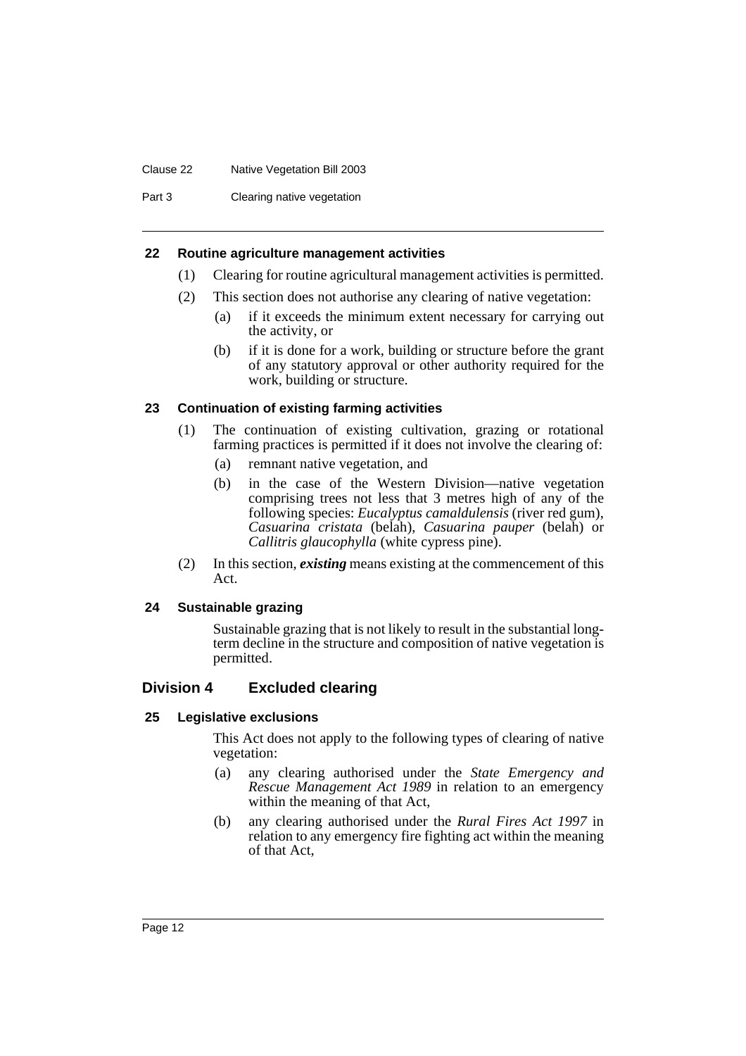#### 22 Routine agriculture management activities

(1) Clearing for routine agricultural management activities is permitted.

(2) This section does not authorise any clearing of native vegetation:

(a) if it exceeds the minimum extent necessary for carrying out the activity, or

(b) if it is done for a work, building or structure before the grant of any statutory approval or other authority required for the work, building or structure.

#### 23 Continuation of existing farming activities

(1) The continuation of existing cultivation, grazing or rotational farming practices is permitted if it does not involve the clearing of:

(a) remnant native vegetation, and

(b) in the case of the Western Division—native vegetation comprising trees not less that 3 metres high of any of the following species: *Eucalyptus camaldulensis* (river red gum), *Casuarina cristata* (belah), *Casuarina pauper* (belah) or *Callitris glaucophylla* (white cypress pine).

(2) In this section, ***existing*** means existing at the commencement of this Act.

#### 24 Sustainable grazing

Sustainable grazing that is not likely to result in the substantial long-term decline in the structure and composition of native vegetation is permitted.

### Division 4 Excluded clearing

#### 25 Legislative exclusions

This Act does not apply to the following types of clearing of native vegetation:

(a) any clearing authorised under the *State Emergency and Rescue Management Act 1989* in relation to an emergency within the meaning of that Act,

(b) any clearing authorised under the *Rural Fires Act 1997* in relation to any emergency fire fighting act within the meaning of that Act,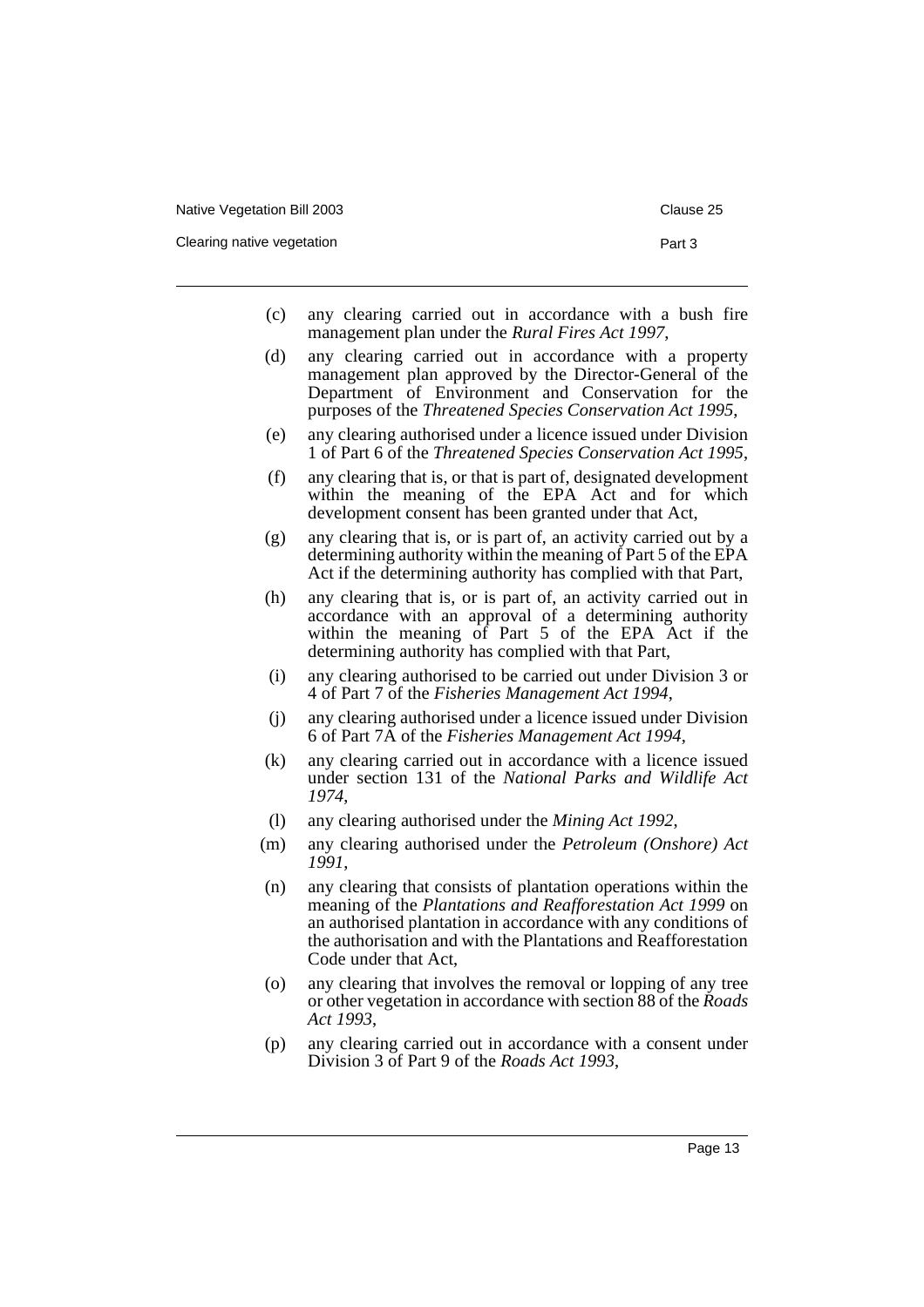(c) any clearing carried out in accordance with a bush fire management plan under the *Rural Fires Act 1997*,

(d) any clearing carried out in accordance with a property management plan approved by the Director-General of the Department of Environment and Conservation for the purposes of the *Threatened Species Conservation Act 1995*,

(e) any clearing authorised under a licence issued under Division 1 of Part 6 of the *Threatened Species Conservation Act 1995*,

(f) any clearing that is, or that is part of, designated development within the meaning of the EPA Act and for which development consent has been granted under that Act,

(g) any clearing that is, or is part of, an activity carried out by a determining authority within the meaning of Part 5 of the EPA Act if the determining authority has complied with that Part,

(h) any clearing that is, or is part of, an activity carried out in accordance with an approval of a determining authority within the meaning of Part 5 of the EPA Act if the determining authority has complied with that Part,

(i) any clearing authorised to be carried out under Division 3 or 4 of Part 7 of the *Fisheries Management Act 1994*,

(j) any clearing authorised under a licence issued under Division 6 of Part 7A of the *Fisheries Management Act 1994*,

(k) any clearing carried out in accordance with a licence issued under section 131 of the *National Parks and Wildlife Act 1974*,

(l) any clearing authorised under the *Mining Act 1992*,

(m) any clearing authorised under the *Petroleum (Onshore) Act 1991*,

(n) any clearing that consists of plantation operations within the meaning of the *Plantations and Reafforestation Act 1999* on an authorised plantation in accordance with any conditions of the authorisation and with the Plantations and Reafforestation Code under that Act,

(o) any clearing that involves the removal or lopping of any tree or other vegetation in accordance with section 88 of the *Roads Act 1993*,

(p) any clearing carried out in accordance with a consent under Division 3 of Part 9 of the *Roads Act 1993*,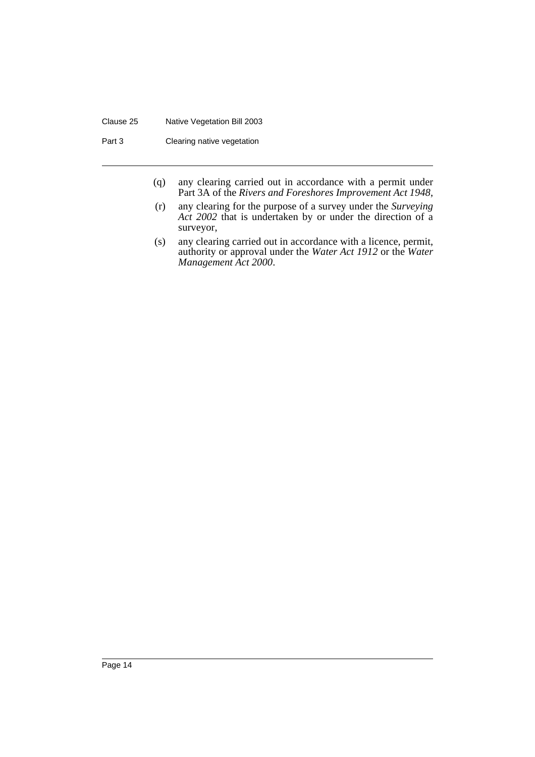(q) any clearing carried out in accordance with a permit under Part 3A of the *Rivers and Foreshores Improvement Act 1948*,

(r) any clearing for the purpose of a survey under the *Surveying Act 2002* that is undertaken by or under the direction of a surveyor,

(s) any clearing carried out in accordance with a licence, permit, authority or approval under the *Water Act 1912* or the *Water Management Act 2000*.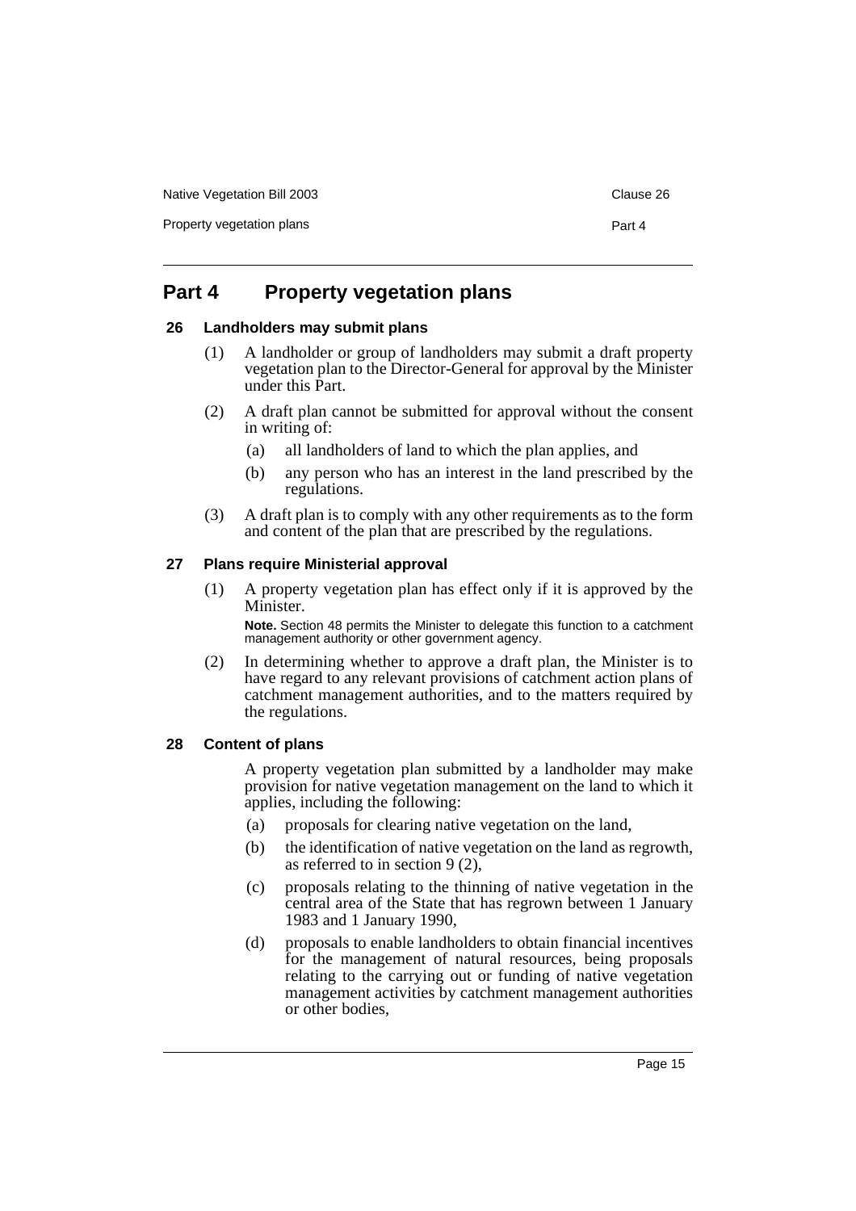## Part 4 Property vegetation plans

### 26 Landholders may submit plans

(1) A landholder or group of landholders may submit a draft property vegetation plan to the Director-General for approval by the Minister under this Part.

(2) A draft plan cannot be submitted for approval without the consent in writing of:

- (a) all landholders of land to which the plan applies, and
- (b) any person who has an interest in the land prescribed by the regulations.

(3) A draft plan is to comply with any other requirements as to the form and content of the plan that are prescribed by the regulations.

### 27 Plans require Ministerial approval

(1) A property vegetation plan has effect only if it is approved by the Minister.

**Note.** Section 48 permits the Minister to delegate this function to a catchment management authority or other government agency.

(2) In determining whether to approve a draft plan, the Minister is to have regard to any relevant provisions of catchment action plans of catchment management authorities, and to the matters required by the regulations.

### 28 Content of plans

A property vegetation plan submitted by a landholder may make provision for native vegetation management on the land to which it applies, including the following:

- (a) proposals for clearing native vegetation on the land,
- (b) the identification of native vegetation on the land as regrowth, as referred to in section 9 (2),
- (c) proposals relating to the thinning of native vegetation in the central area of the State that has regrown between 1 January 1983 and 1 January 1990,
- (d) proposals to enable landholders to obtain financial incentives for the management of natural resources, being proposals relating to the carrying out or funding of native vegetation management activities by catchment management authorities or other bodies,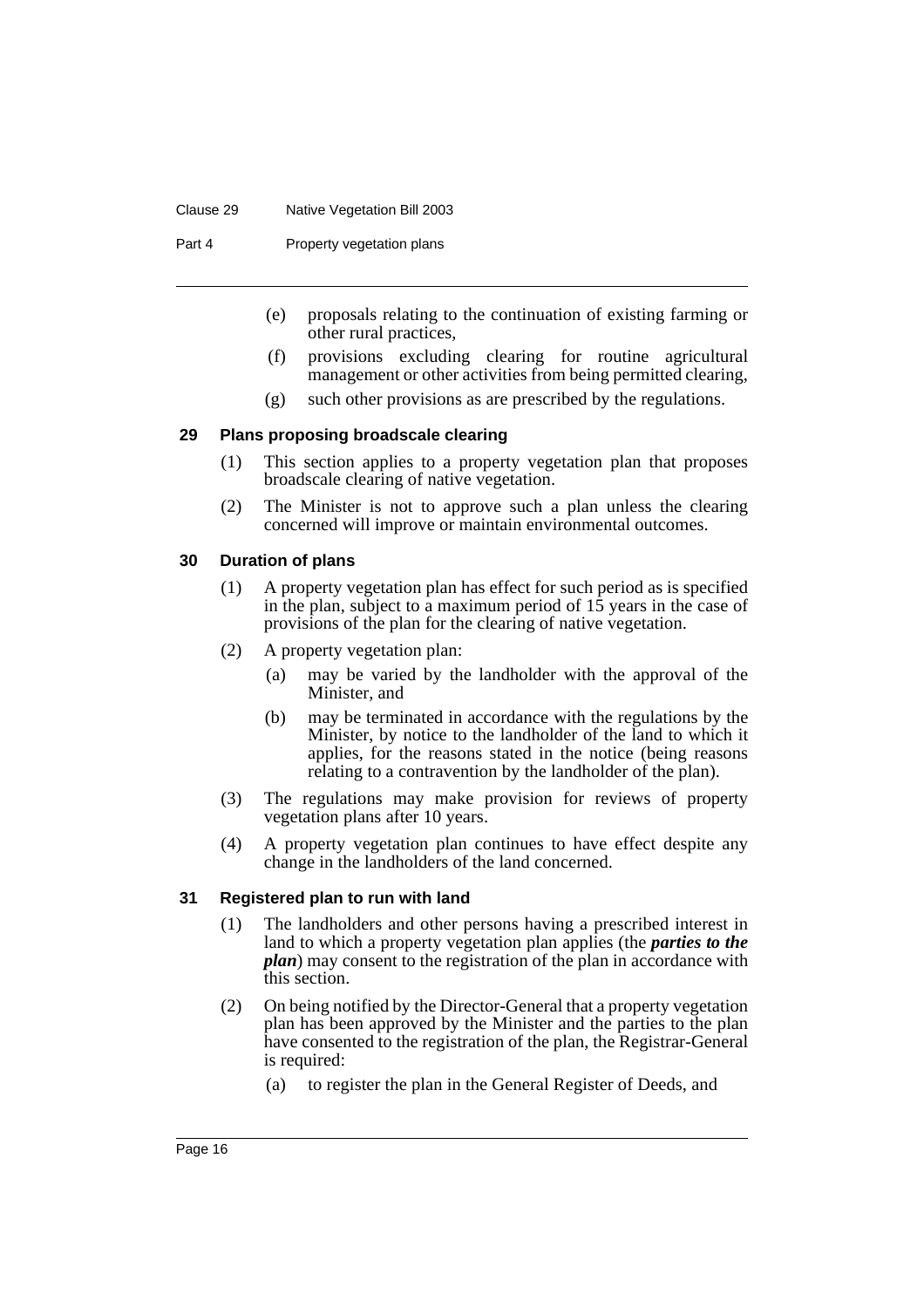(e) proposals relating to the continuation of existing farming or other rural practices,

(f) provisions excluding clearing for routine agricultural management or other activities from being permitted clearing,

(g) such other provisions as are prescribed by the regulations.

### 29 Plans proposing broadscale clearing

(1) This section applies to a property vegetation plan that proposes broadscale clearing of native vegetation.

(2) The Minister is not to approve such a plan unless the clearing concerned will improve or maintain environmental outcomes.

### 30 Duration of plans

(1) A property vegetation plan has effect for such period as is specified in the plan, subject to a maximum period of 15 years in the case of provisions of the plan for the clearing of native vegetation.

(2) A property vegetation plan:

(a) may be varied by the landholder with the approval of the Minister, and

(b) may be terminated in accordance with the regulations by the Minister, by notice to the landholder of the land to which it applies, for the reasons stated in the notice (being reasons relating to a contravention by the landholder of the plan).

(3) The regulations may make provision for reviews of property vegetation plans after 10 years.

(4) A property vegetation plan continues to have effect despite any change in the landholders of the land concerned.

### 31 Registered plan to run with land

(1) The landholders and other persons having a prescribed interest in land to which a property vegetation plan applies (the ***parties to the plan***) may consent to the registration of the plan in accordance with this section.

(2) On being notified by the Director-General that a property vegetation plan has been approved by the Minister and the parties to the plan have consented to the registration of the plan, the Registrar-General is required:

(a) to register the plan in the General Register of Deeds, and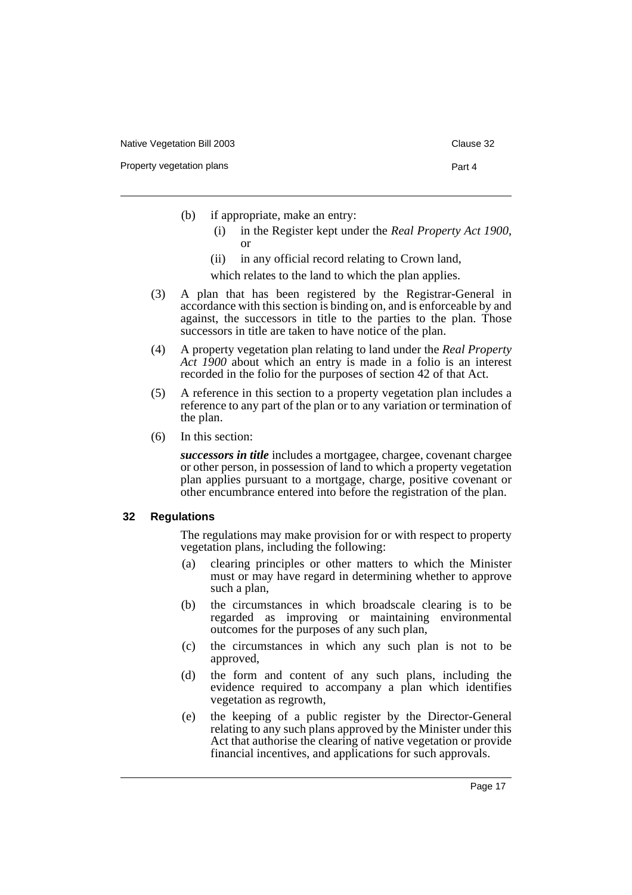(b) if appropriate, make an entry:

(i) in the Register kept under the *Real Property Act 1900*, or

(ii) in any official record relating to Crown land,

which relates to the land to which the plan applies.

(3) A plan that has been registered by the Registrar-General in accordance with this section is binding on, and is enforceable by and against, the successors in title to the parties to the plan. Those successors in title are taken to have notice of the plan.

(4) A property vegetation plan relating to land under the *Real Property Act 1900* about which an entry is made in a folio is an interest recorded in the folio for the purposes of section 42 of that Act.

(5) A reference in this section to a property vegetation plan includes a reference to any part of the plan or to any variation or termination of the plan.

(6) In this section:

***successors in title*** includes a mortgagee, chargee, covenant chargee or other person, in possession of land to which a property vegetation plan applies pursuant to a mortgage, charge, positive covenant or other encumbrance entered into before the registration of the plan.

### 32 Regulations

The regulations may make provision for or with respect to property vegetation plans, including the following:

(a) clearing principles or other matters to which the Minister must or may have regard in determining whether to approve such a plan,

(b) the circumstances in which broadscale clearing is to be regarded as improving or maintaining environmental outcomes for the purposes of any such plan,

(c) the circumstances in which any such plan is not to be approved,

(d) the form and content of any such plans, including the evidence required to accompany a plan which identifies vegetation as regrowth,

(e) the keeping of a public register by the Director-General relating to any such plans approved by the Minister under this Act that authorise the clearing of native vegetation or provide financial incentives, and applications for such approvals.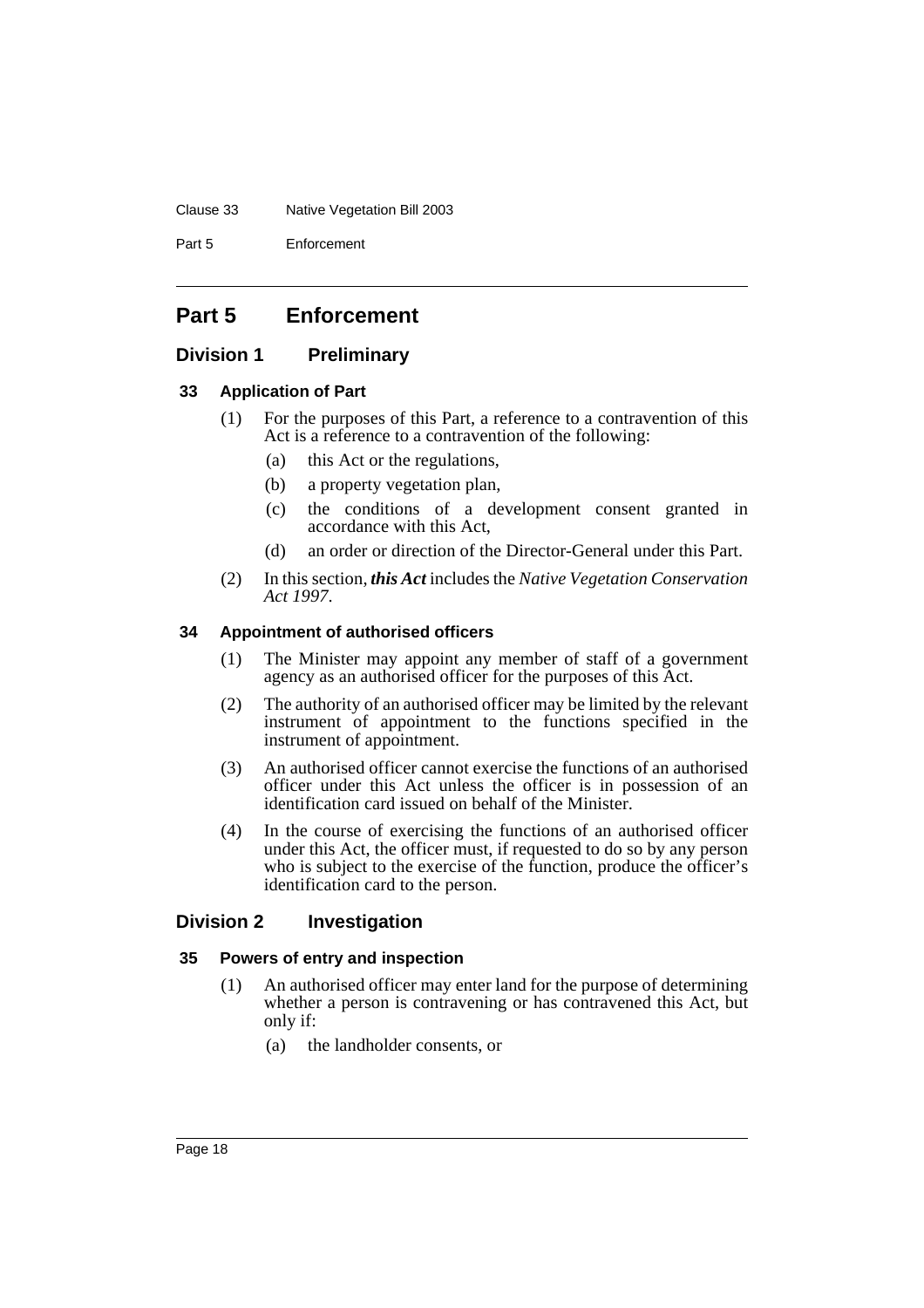# Part 5 Enforcement

## Division 1 Preliminary

### 33 Application of Part

(1) For the purposes of this Part, a reference to a contravention of this Act is a reference to a contravention of the following:

- (a) this Act or the regulations,
- (b) a property vegetation plan,
- (c) the conditions of a development consent granted in accordance with this Act,
- (d) an order or direction of the Director-General under this Part.

(2) In this section, ***this Act*** includes the *Native Vegetation Conservation Act 1997*.

### 34 Appointment of authorised officers

(1) The Minister may appoint any member of staff of a government agency as an authorised officer for the purposes of this Act.

(2) The authority of an authorised officer may be limited by the relevant instrument of appointment to the functions specified in the instrument of appointment.

(3) An authorised officer cannot exercise the functions of an authorised officer under this Act unless the officer is in possession of an identification card issued on behalf of the Minister.

(4) In the course of exercising the functions of an authorised officer under this Act, the officer must, if requested to do so by any person who is subject to the exercise of the function, produce the officer's identification card to the person.

## Division 2 Investigation

### 35 Powers of entry and inspection

(1) An authorised officer may enter land for the purpose of determining whether a person is contravening or has contravened this Act, but only if:

- (a) the landholder consents, or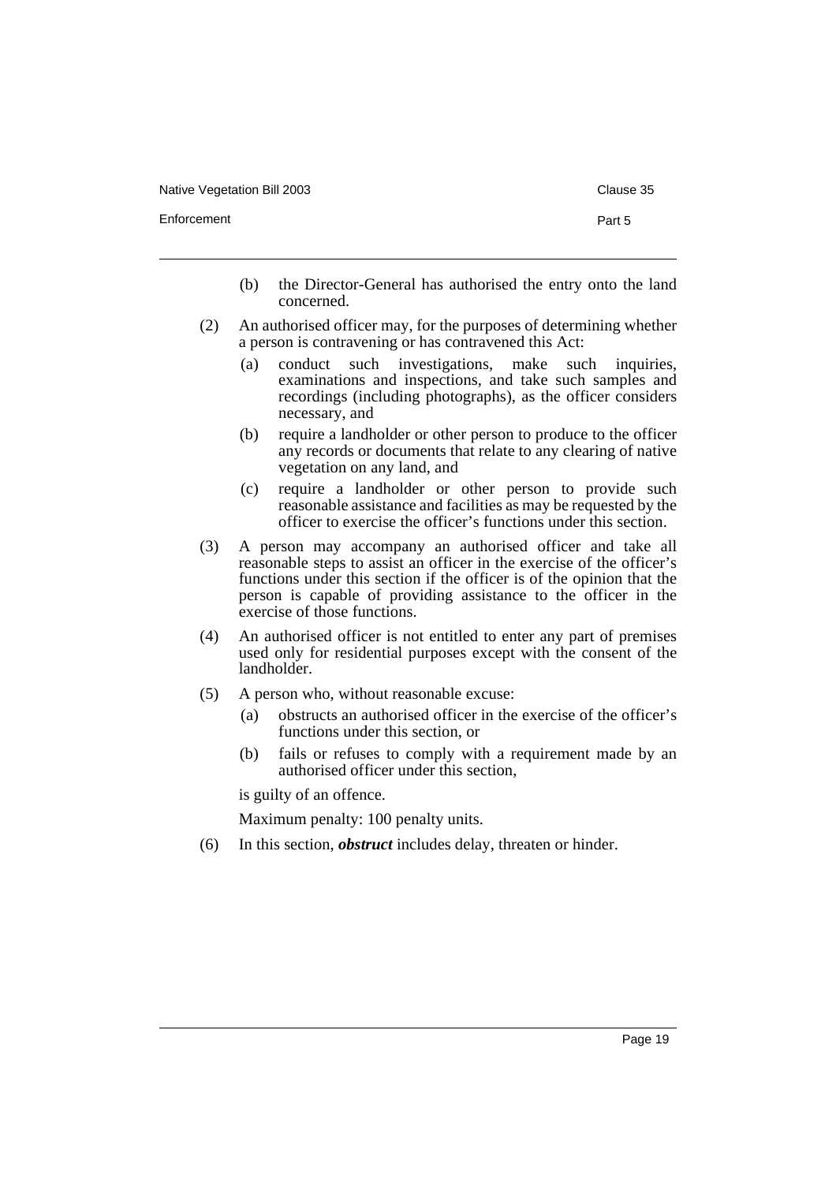(b) the Director-General has authorised the entry onto the land concerned.

(2) An authorised officer may, for the purposes of determining whether a person is contravening or has contravened this Act:

(a) conduct such investigations, make such inquiries, examinations and inspections, and take such samples and recordings (including photographs), as the officer considers necessary, and

(b) require a landholder or other person to produce to the officer any records or documents that relate to any clearing of native vegetation on any land, and

(c) require a landholder or other person to provide such reasonable assistance and facilities as may be requested by the officer to exercise the officer's functions under this section.

(3) A person may accompany an authorised officer and take all reasonable steps to assist an officer in the exercise of the officer's functions under this section if the officer is of the opinion that the person is capable of providing assistance to the officer in the exercise of those functions.

(4) An authorised officer is not entitled to enter any part of premises used only for residential purposes except with the consent of the landholder.

(5) A person who, without reasonable excuse:

(a) obstructs an authorised officer in the exercise of the officer's functions under this section, or

(b) fails or refuses to comply with a requirement made by an authorised officer under this section,

is guilty of an offence.

Maximum penalty: 100 penalty units.

(6) In this section, ***obstruct*** includes delay, threaten or hinder.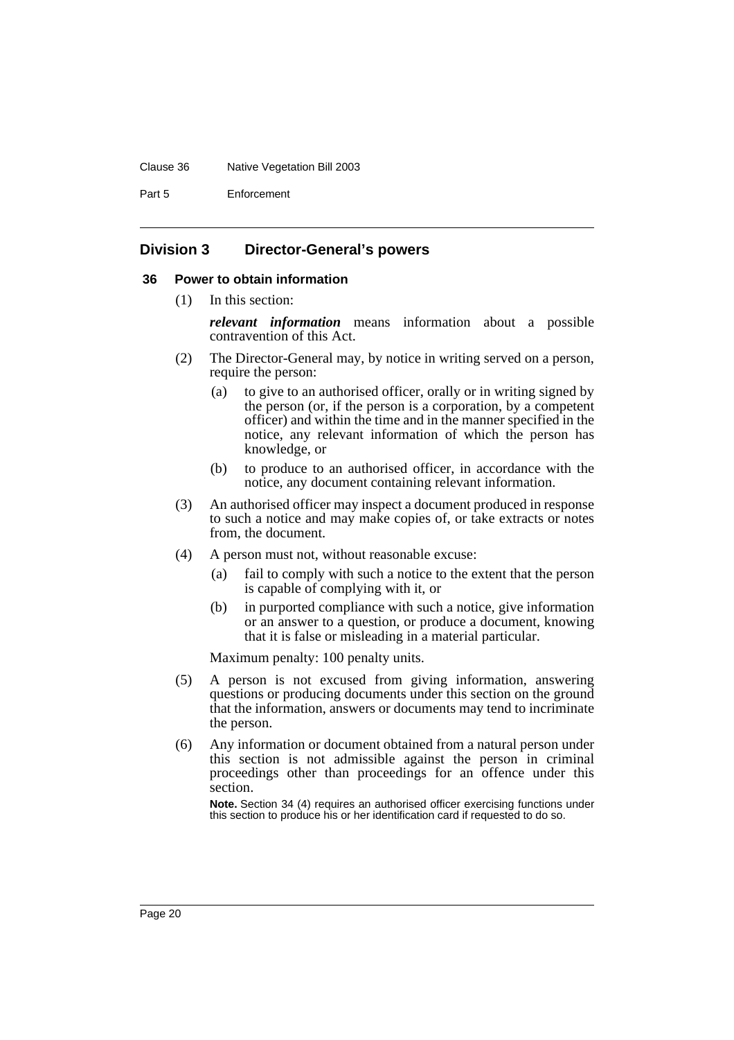## Division 3 Director-General's powers

### 36 Power to obtain information

(1) In this section:

***relevant information*** means information about a possible contravention of this Act.

(2) The Director-General may, by notice in writing served on a person, require the person:

(a) to give to an authorised officer, orally or in writing signed by the person (or, if the person is a corporation, by a competent officer) and within the time and in the manner specified in the notice, any relevant information of which the person has knowledge, or

(b) to produce to an authorised officer, in accordance with the notice, any document containing relevant information.

(3) An authorised officer may inspect a document produced in response to such a notice and may make copies of, or take extracts or notes from, the document.

(4) A person must not, without reasonable excuse:

(a) fail to comply with such a notice to the extent that the person is capable of complying with it, or

(b) in purported compliance with such a notice, give information or an answer to a question, or produce a document, knowing that it is false or misleading in a material particular.

Maximum penalty: 100 penalty units.

(5) A person is not excused from giving information, answering questions or producing documents under this section on the ground that the information, answers or documents may tend to incriminate the person.

(6) Any information or document obtained from a natural person under this section is not admissible against the person in criminal proceedings other than proceedings for an offence under this section.

**Note.** Section 34 (4) requires an authorised officer exercising functions under this section to produce his or her identification card if requested to do so.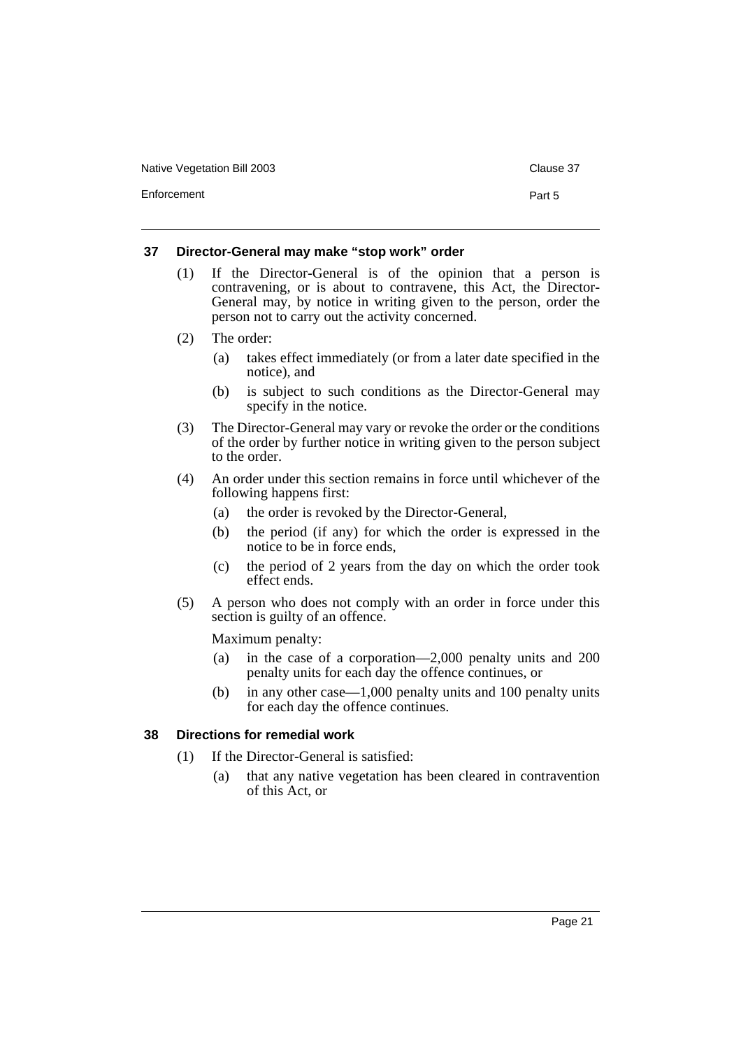### 37 Director-General may make "stop work" order

(1) If the Director-General is of the opinion that a person is contravening, or is about to contravene, this Act, the Director-General may, by notice in writing given to the person, order the person not to carry out the activity concerned.

(2) The order:

- (a) takes effect immediately (or from a later date specified in the notice), and
- (b) is subject to such conditions as the Director-General may specify in the notice.

(3) The Director-General may vary or revoke the order or the conditions of the order by further notice in writing given to the person subject to the order.

(4) An order under this section remains in force until whichever of the following happens first:

- (a) the order is revoked by the Director-General,
- (b) the period (if any) for which the order is expressed in the notice to be in force ends,
- (c) the period of 2 years from the day on which the order took effect ends.

(5) A person who does not comply with an order in force under this section is guilty of an offence.

Maximum penalty:

- (a) in the case of a corporation—2,000 penalty units and 200 penalty units for each day the offence continues, or
- (b) in any other case—1,000 penalty units and 100 penalty units for each day the offence continues.

### 38 Directions for remedial work

(1) If the Director-General is satisfied:

- (a) that any native vegetation has been cleared in contravention of this Act, or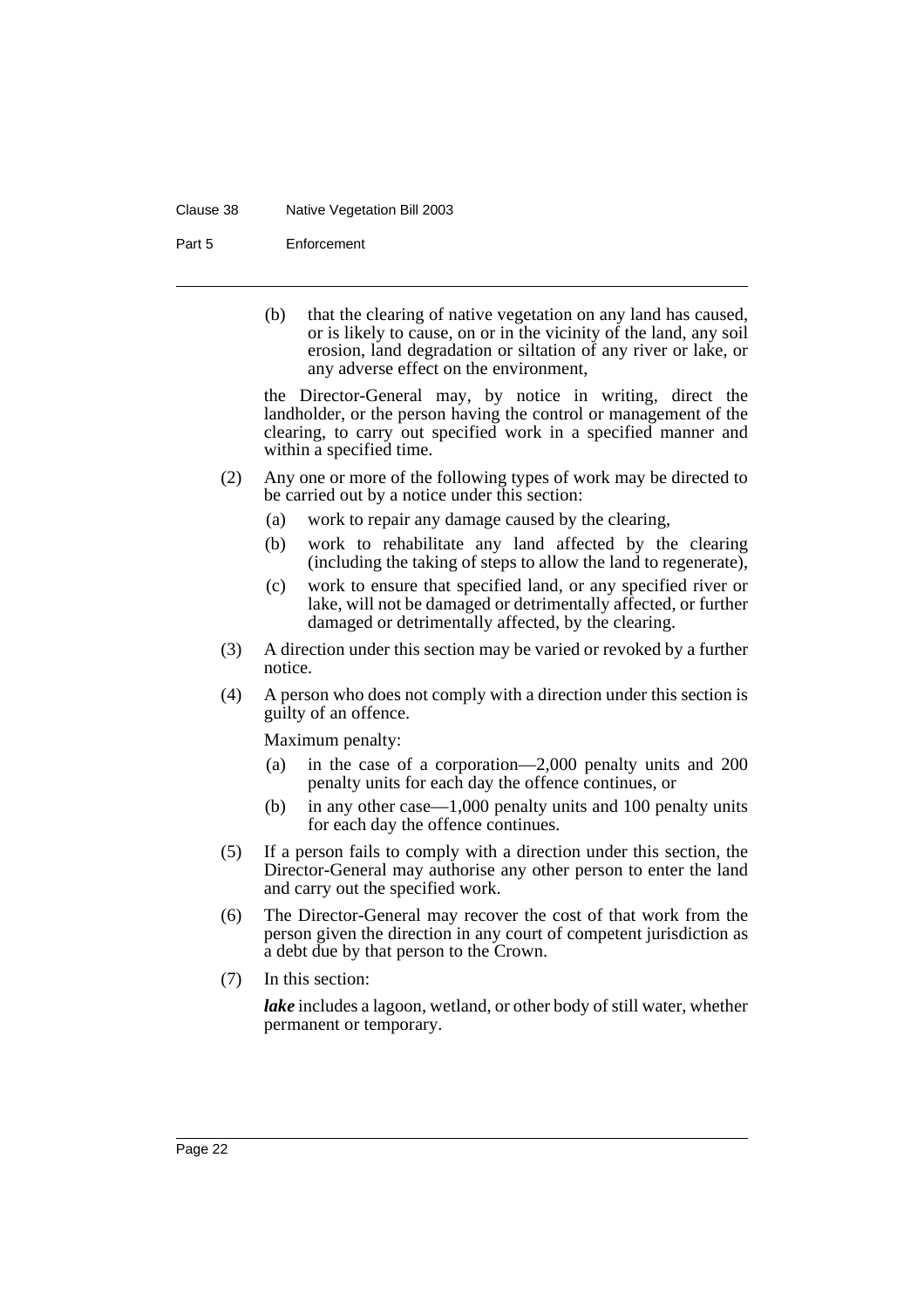(b) that the clearing of native vegetation on any land has caused, or is likely to cause, on or in the vicinity of the land, any soil erosion, land degradation or siltation of any river or lake, or any adverse effect on the environment,

the Director-General may, by notice in writing, direct the landholder, or the person having the control or management of the clearing, to carry out specified work in a specified manner and within a specified time.

(2) Any one or more of the following types of work may be directed to be carried out by a notice under this section:

(a) work to repair any damage caused by the clearing,

(b) work to rehabilitate any land affected by the clearing (including the taking of steps to allow the land to regenerate),

(c) work to ensure that specified land, or any specified river or lake, will not be damaged or detrimentally affected, or further damaged or detrimentally affected, by the clearing.

(3) A direction under this section may be varied or revoked by a further notice.

(4) A person who does not comply with a direction under this section is guilty of an offence.

Maximum penalty:

(a) in the case of a corporation—2,000 penalty units and 200 penalty units for each day the offence continues, or

(b) in any other case—1,000 penalty units and 100 penalty units for each day the offence continues.

(5) If a person fails to comply with a direction under this section, the Director-General may authorise any other person to enter the land and carry out the specified work.

(6) The Director-General may recover the cost of that work from the person given the direction in any court of competent jurisdiction as a debt due by that person to the Crown.

(7) In this section:

***lake*** includes a lagoon, wetland, or other body of still water, whether permanent or temporary.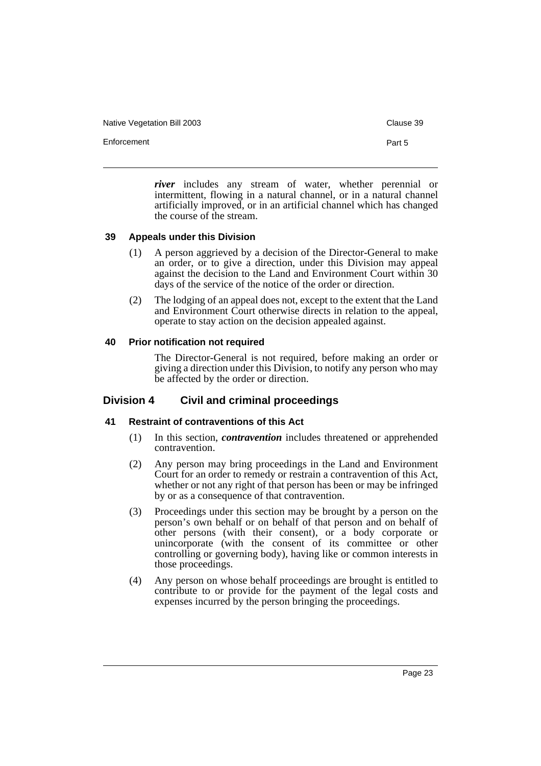***river*** includes any stream of water, whether perennial or intermittent, flowing in a natural channel, or in a natural channel artificially improved, or in an artificial channel which has changed the course of the stream.

#### 39 Appeals under this Division

(1) A person aggrieved by a decision of the Director-General to make an order, or to give a direction, under this Division may appeal against the decision to the Land and Environment Court within 30 days of the service of the notice of the order or direction.

(2) The lodging of an appeal does not, except to the extent that the Land and Environment Court otherwise directs in relation to the appeal, operate to stay action on the decision appealed against.

#### 40 Prior notification not required

The Director-General is not required, before making an order or giving a direction under this Division, to notify any person who may be affected by the order or direction.

### Division 4 Civil and criminal proceedings

#### 41 Restraint of contraventions of this Act

(1) In this section, ***contravention*** includes threatened or apprehended contravention.

(2) Any person may bring proceedings in the Land and Environment Court for an order to remedy or restrain a contravention of this Act, whether or not any right of that person has been or may be infringed by or as a consequence of that contravention.

(3) Proceedings under this section may be brought by a person on the person's own behalf or on behalf of that person and on behalf of other persons (with their consent), or a body corporate or unincorporate (with the consent of its committee or other controlling or governing body), having like or common interests in those proceedings.

(4) Any person on whose behalf proceedings are brought is entitled to contribute to or provide for the payment of the legal costs and expenses incurred by the person bringing the proceedings.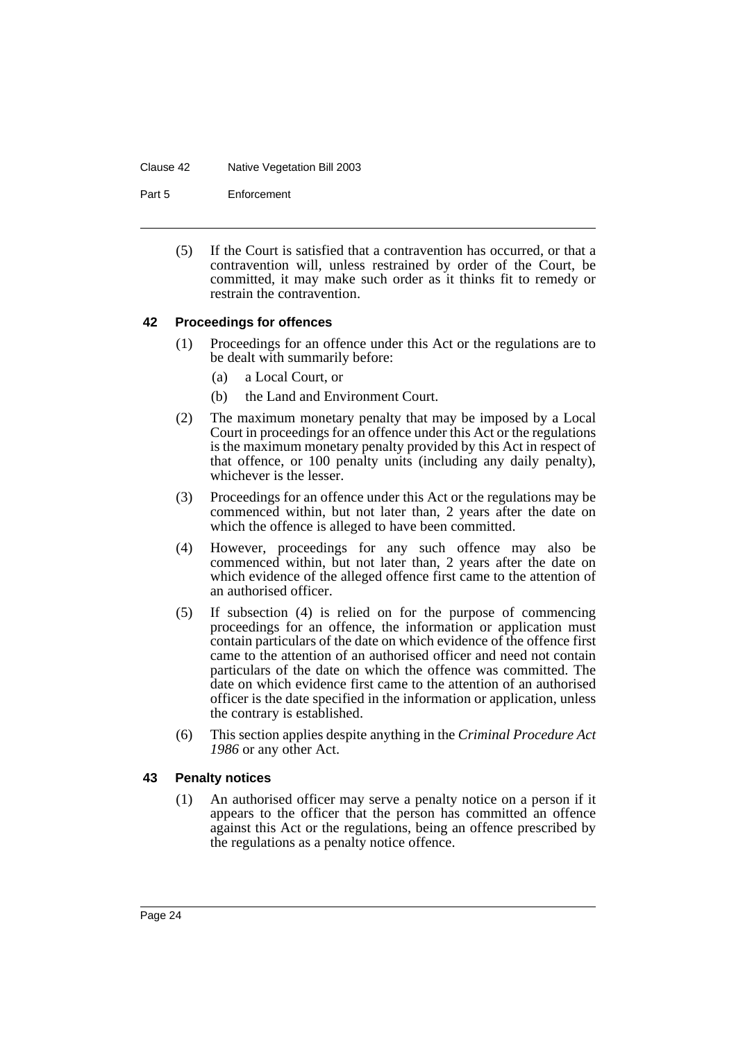(5) If the Court is satisfied that a contravention has occurred, or that a contravention will, unless restrained by order of the Court, be committed, it may make such order as it thinks fit to remedy or restrain the contravention.

### 42 Proceedings for offences

(1) Proceedings for an offence under this Act or the regulations are to be dealt with summarily before:

   (a) a Local Court, or

   (b) the Land and Environment Court.

(2) The maximum monetary penalty that may be imposed by a Local Court in proceedings for an offence under this Act or the regulations is the maximum monetary penalty provided by this Act in respect of that offence, or 100 penalty units (including any daily penalty), whichever is the lesser.

(3) Proceedings for an offence under this Act or the regulations may be commenced within, but not later than, 2 years after the date on which the offence is alleged to have been committed.

(4) However, proceedings for any such offence may also be commenced within, but not later than, 2 years after the date on which evidence of the alleged offence first came to the attention of an authorised officer.

(5) If subsection (4) is relied on for the purpose of commencing proceedings for an offence, the information or application must contain particulars of the date on which evidence of the offence first came to the attention of an authorised officer and need not contain particulars of the date on which the offence was committed. The date on which evidence first came to the attention of an authorised officer is the date specified in the information or application, unless the contrary is established.

(6) This section applies despite anything in the *Criminal Procedure Act 1986* or any other Act.

### 43 Penalty notices

(1) An authorised officer may serve a penalty notice on a person if it appears to the officer that the person has committed an offence against this Act or the regulations, being an offence prescribed by the regulations as a penalty notice offence.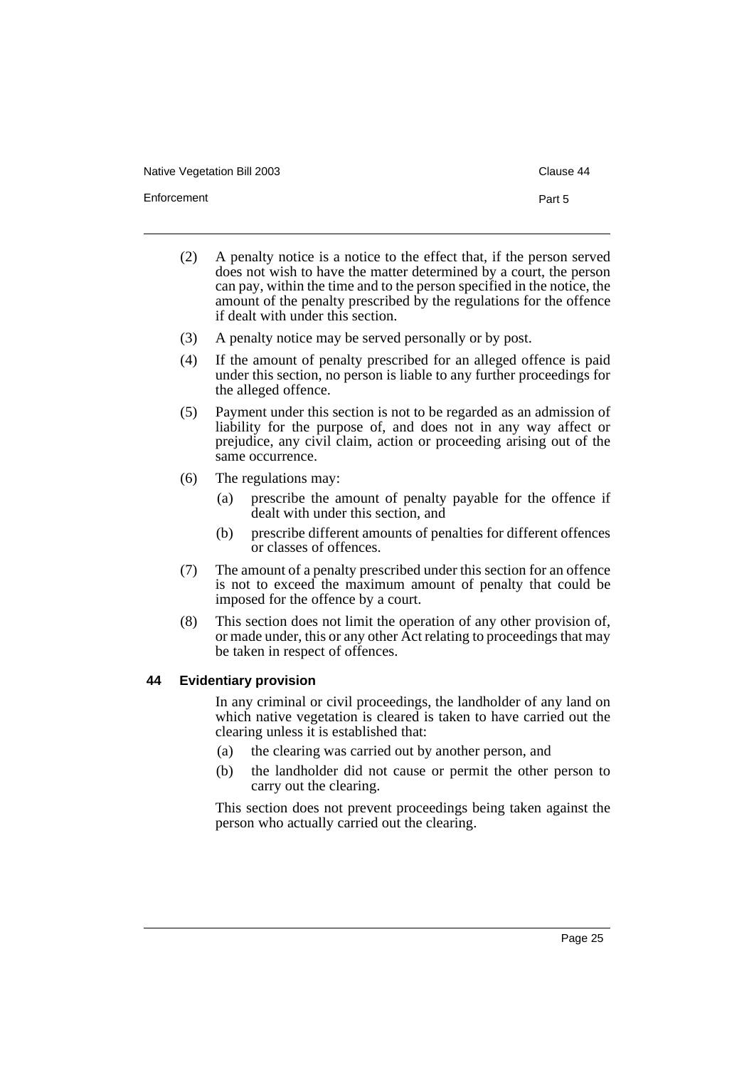(2) A penalty notice is a notice to the effect that, if the person served does not wish to have the matter determined by a court, the person can pay, within the time and to the person specified in the notice, the amount of the penalty prescribed by the regulations for the offence if dealt with under this section.

(3) A penalty notice may be served personally or by post.

(4) If the amount of penalty prescribed for an alleged offence is paid under this section, no person is liable to any further proceedings for the alleged offence.

(5) Payment under this section is not to be regarded as an admission of liability for the purpose of, and does not in any way affect or prejudice, any civil claim, action or proceeding arising out of the same occurrence.

(6) The regulations may:

- (a) prescribe the amount of penalty payable for the offence if dealt with under this section, and
- (b) prescribe different amounts of penalties for different offences or classes of offences.

(7) The amount of a penalty prescribed under this section for an offence is not to exceed the maximum amount of penalty that could be imposed for the offence by a court.

(8) This section does not limit the operation of any other provision of, or made under, this or any other Act relating to proceedings that may be taken in respect of offences.

### 44 Evidentiary provision

In any criminal or civil proceedings, the landholder of any land on which native vegetation is cleared is taken to have carried out the clearing unless it is established that:

- (a) the clearing was carried out by another person, and
- (b) the landholder did not cause or permit the other person to carry out the clearing.

This section does not prevent proceedings being taken against the person who actually carried out the clearing.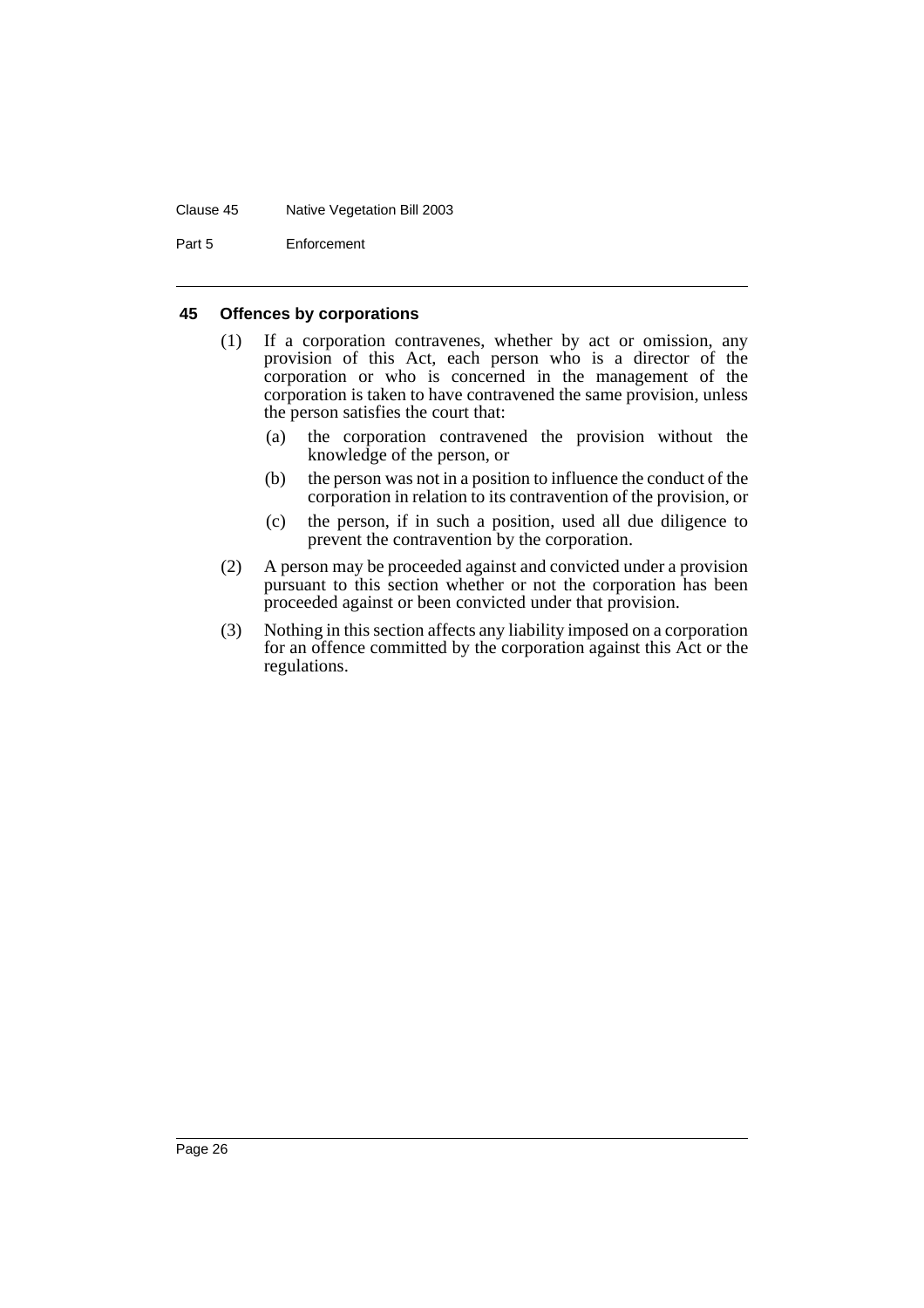### 45 Offences by corporations

(1) If a corporation contravenes, whether by act or omission, any provision of this Act, each person who is a director of the corporation or who is concerned in the management of the corporation is taken to have contravened the same provision, unless the person satisfies the court that:

- (a) the corporation contravened the provision without the knowledge of the person, or
- (b) the person was not in a position to influence the conduct of the corporation in relation to its contravention of the provision, or
- (c) the person, if in such a position, used all due diligence to prevent the contravention by the corporation.

(2) A person may be proceeded against and convicted under a provision pursuant to this section whether or not the corporation has been proceeded against or been convicted under that provision.

(3) Nothing in this section affects any liability imposed on a corporation for an offence committed by the corporation against this Act or the regulations.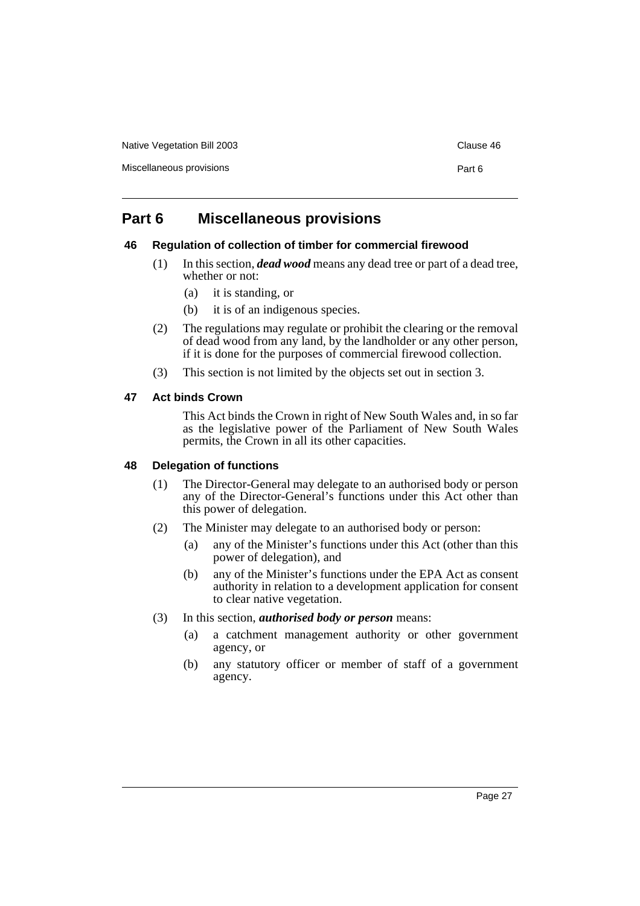# Part 6 Miscellaneous provisions

### 46 Regulation of collection of timber for commercial firewood

(1) In this section, ***dead wood*** means any dead tree or part of a dead tree, whether or not:

- (a) it is standing, or
- (b) it is of an indigenous species.

(2) The regulations may regulate or prohibit the clearing or the removal of dead wood from any land, by the landholder or any other person, if it is done for the purposes of commercial firewood collection.

(3) This section is not limited by the objects set out in section 3.

### 47 Act binds Crown

This Act binds the Crown in right of New South Wales and, in so far as the legislative power of the Parliament of New South Wales permits, the Crown in all its other capacities.

### 48 Delegation of functions

(1) The Director-General may delegate to an authorised body or person any of the Director-General's functions under this Act other than this power of delegation.

(2) The Minister may delegate to an authorised body or person:

- (a) any of the Minister's functions under this Act (other than this power of delegation), and
- (b) any of the Minister's functions under the EPA Act as consent authority in relation to a development application for consent to clear native vegetation.

(3) In this section, ***authorised body or person*** means:

- (a) a catchment management authority or other government agency, or
- (b) any statutory officer or member of staff of a government agency.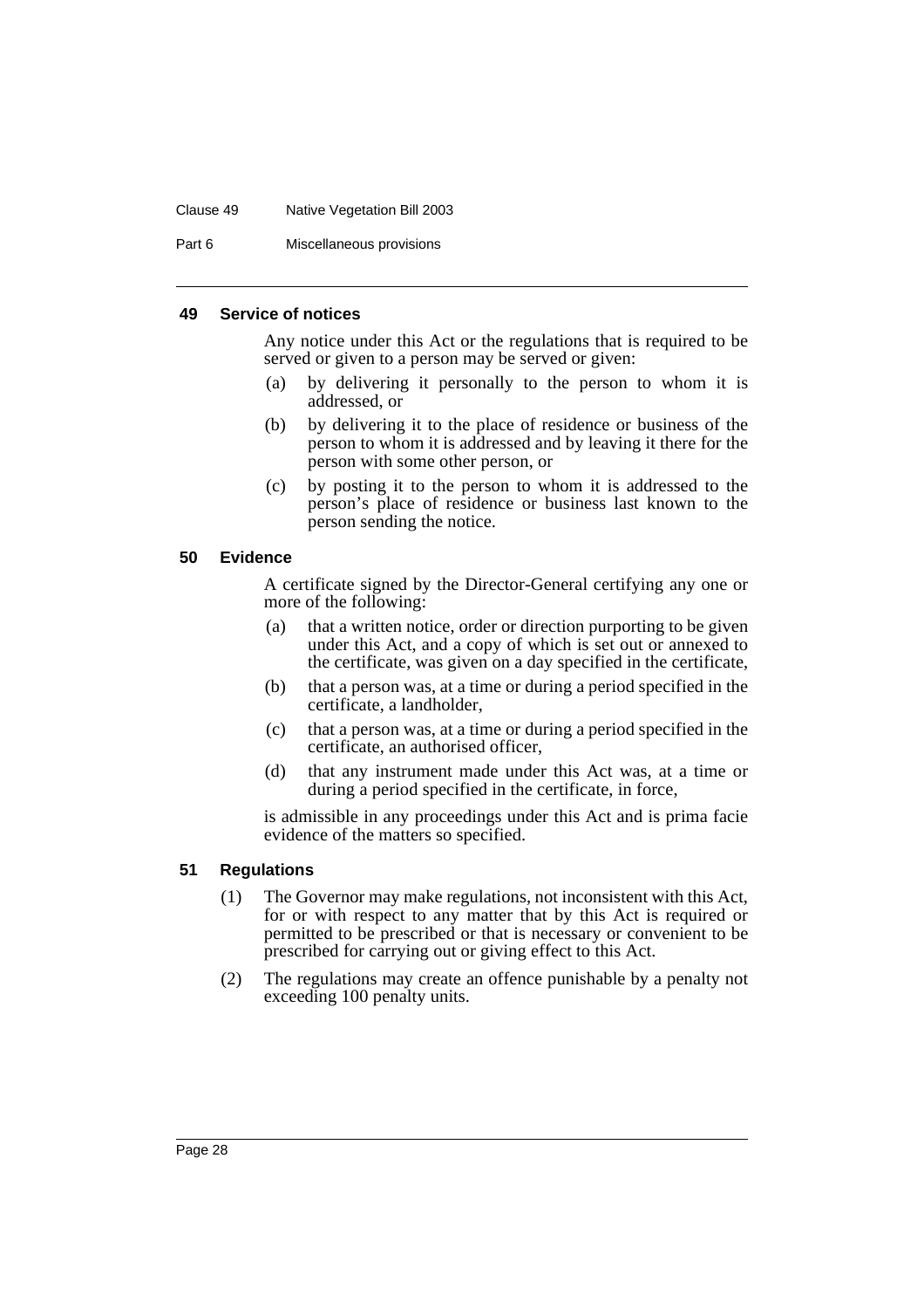### 49 Service of notices

Any notice under this Act or the regulations that is required to be served or given to a person may be served or given:

(a) by delivering it personally to the person to whom it is addressed, or

(b) by delivering it to the place of residence or business of the person to whom it is addressed and by leaving it there for the person with some other person, or

(c) by posting it to the person to whom it is addressed to the person's place of residence or business last known to the person sending the notice.

### 50 Evidence

A certificate signed by the Director-General certifying any one or more of the following:

(a) that a written notice, order or direction purporting to be given under this Act, and a copy of which is set out or annexed to the certificate, was given on a day specified in the certificate,

(b) that a person was, at a time or during a period specified in the certificate, a landholder,

(c) that a person was, at a time or during a period specified in the certificate, an authorised officer,

(d) that any instrument made under this Act was, at a time or during a period specified in the certificate, in force,

is admissible in any proceedings under this Act and is prima facie evidence of the matters so specified.

### 51 Regulations

(1) The Governor may make regulations, not inconsistent with this Act, for or with respect to any matter that by this Act is required or permitted to be prescribed or that is necessary or convenient to be prescribed for carrying out or giving effect to this Act.

(2) The regulations may create an offence punishable by a penalty not exceeding 100 penalty units.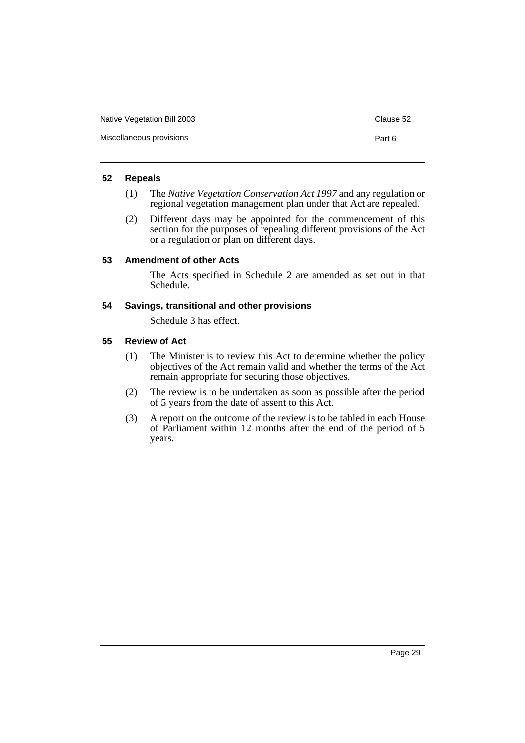### 52 Repeals

(1) The *Native Vegetation Conservation Act 1997* and any regulation or regional vegetation management plan under that Act are repealed.

(2) Different days may be appointed for the commencement of this section for the purposes of repealing different provisions of the Act or a regulation or plan on different days.

### 53 Amendment of other Acts

The Acts specified in Schedule 2 are amended as set out in that Schedule.

### 54 Savings, transitional and other provisions

Schedule 3 has effect.

### 55 Review of Act

(1) The Minister is to review this Act to determine whether the policy objectives of the Act remain valid and whether the terms of the Act remain appropriate for securing those objectives.

(2) The review is to be undertaken as soon as possible after the period of 5 years from the date of assent to this Act.

(3) A report on the outcome of the review is to be tabled in each House of Parliament within 12 months after the end of the period of 5 years.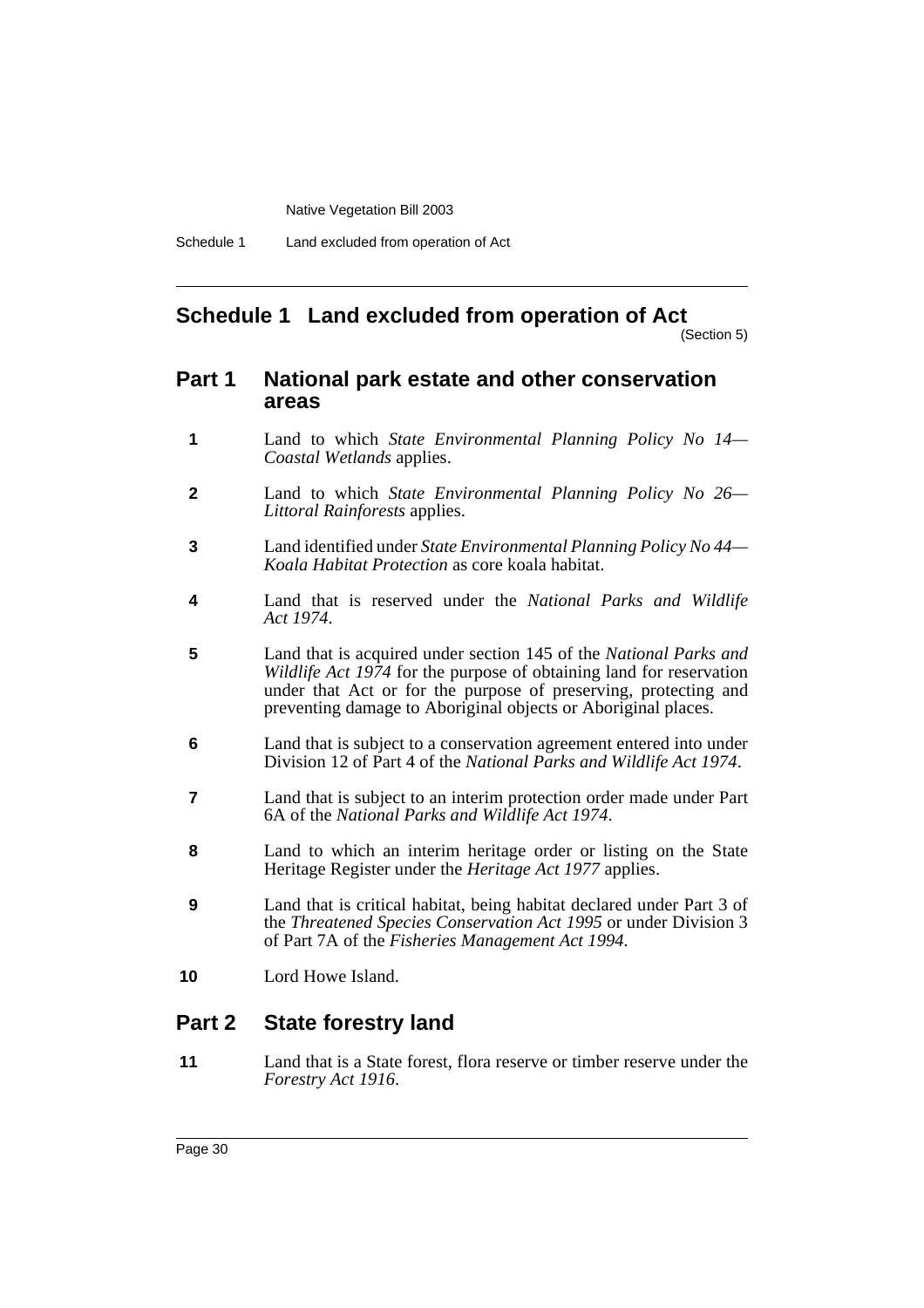# Schedule 1 Land excluded from operation of Act

(Section 5)

## Part 1 National park estate and other conservation areas

**1** Land to which *State Environmental Planning Policy No 14—Coastal Wetlands* applies.

**2** Land to which *State Environmental Planning Policy No 26—Littoral Rainforests* applies.

**3** Land identified under *State Environmental Planning Policy No 44—Koala Habitat Protection* as core koala habitat.

**4** Land that is reserved under the *National Parks and Wildlife Act 1974*.

**5** Land that is acquired under section 145 of the *National Parks and Wildlife Act 1974* for the purpose of obtaining land for reservation under that Act or for the purpose of preserving, protecting and preventing damage to Aboriginal objects or Aboriginal places.

**6** Land that is subject to a conservation agreement entered into under Division 12 of Part 4 of the *National Parks and Wildlife Act 1974*.

**7** Land that is subject to an interim protection order made under Part 6A of the *National Parks and Wildlife Act 1974*.

**8** Land to which an interim heritage order or listing on the State Heritage Register under the *Heritage Act 1977* applies.

**9** Land that is critical habitat, being habitat declared under Part 3 of the *Threatened Species Conservation Act 1995* or under Division 3 of Part 7A of the *Fisheries Management Act 1994*.

**10** Lord Howe Island.

## Part 2 State forestry land

**11** Land that is a State forest, flora reserve or timber reserve under the *Forestry Act 1916*.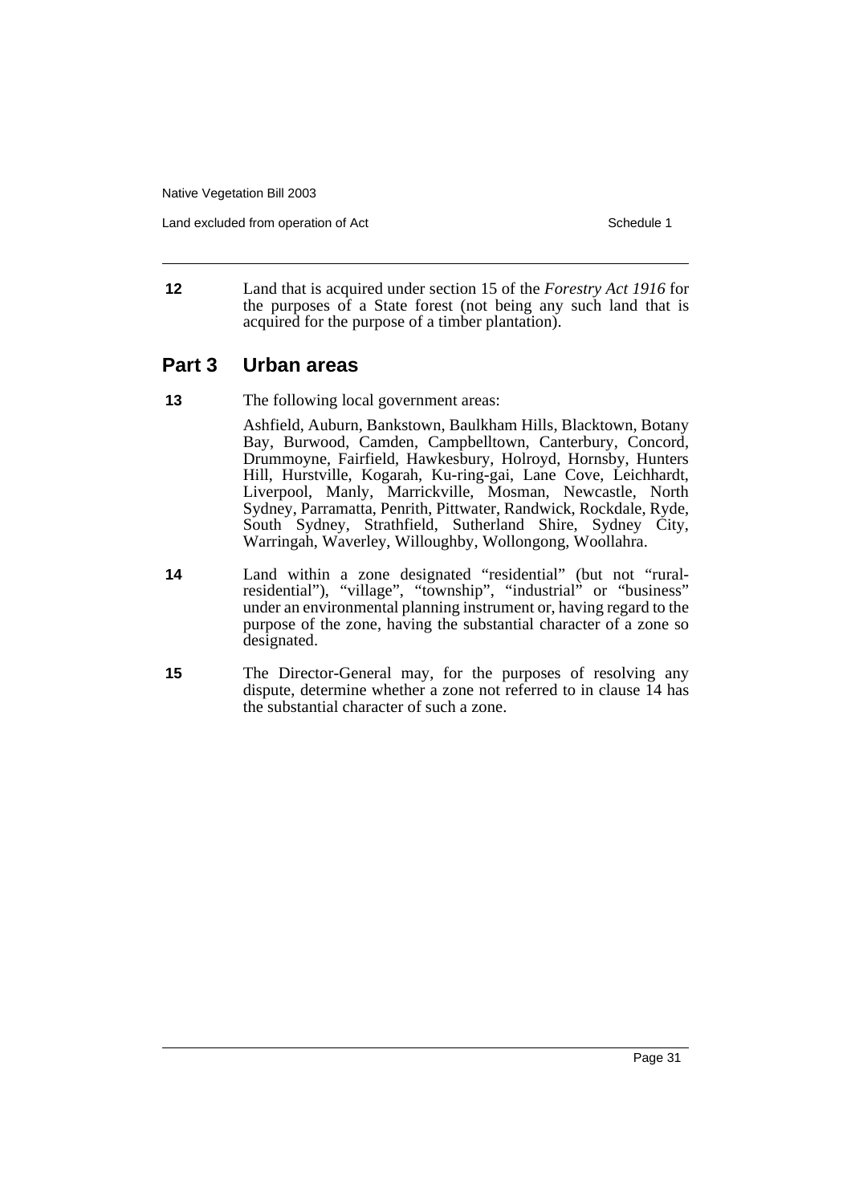**12** Land that is acquired under section 15 of the *Forestry Act 1916* for the purposes of a State forest (not being any such land that is acquired for the purpose of a timber plantation).

## Part 3 Urban areas

**13** The following local government areas:

Ashfield, Auburn, Bankstown, Baulkham Hills, Blacktown, Botany Bay, Burwood, Camden, Campbelltown, Canterbury, Concord, Drummoyne, Fairfield, Hawkesbury, Holroyd, Hornsby, Hunters Hill, Hurstville, Kogarah, Ku-ring-gai, Lane Cove, Leichhardt, Liverpool, Manly, Marrickville, Mosman, Newcastle, North Sydney, Parramatta, Penrith, Pittwater, Randwick, Rockdale, Ryde, South Sydney, Strathfield, Sutherland Shire, Sydney City, Warringah, Waverley, Willoughby, Wollongong, Woollahra.

**14** Land within a zone designated "residential" (but not "rural-residential"), "village", "township", "industrial" or "business" under an environmental planning instrument or, having regard to the purpose of the zone, having the substantial character of a zone so designated.

**15** The Director-General may, for the purposes of resolving any dispute, determine whether a zone not referred to in clause 14 has the substantial character of such a zone.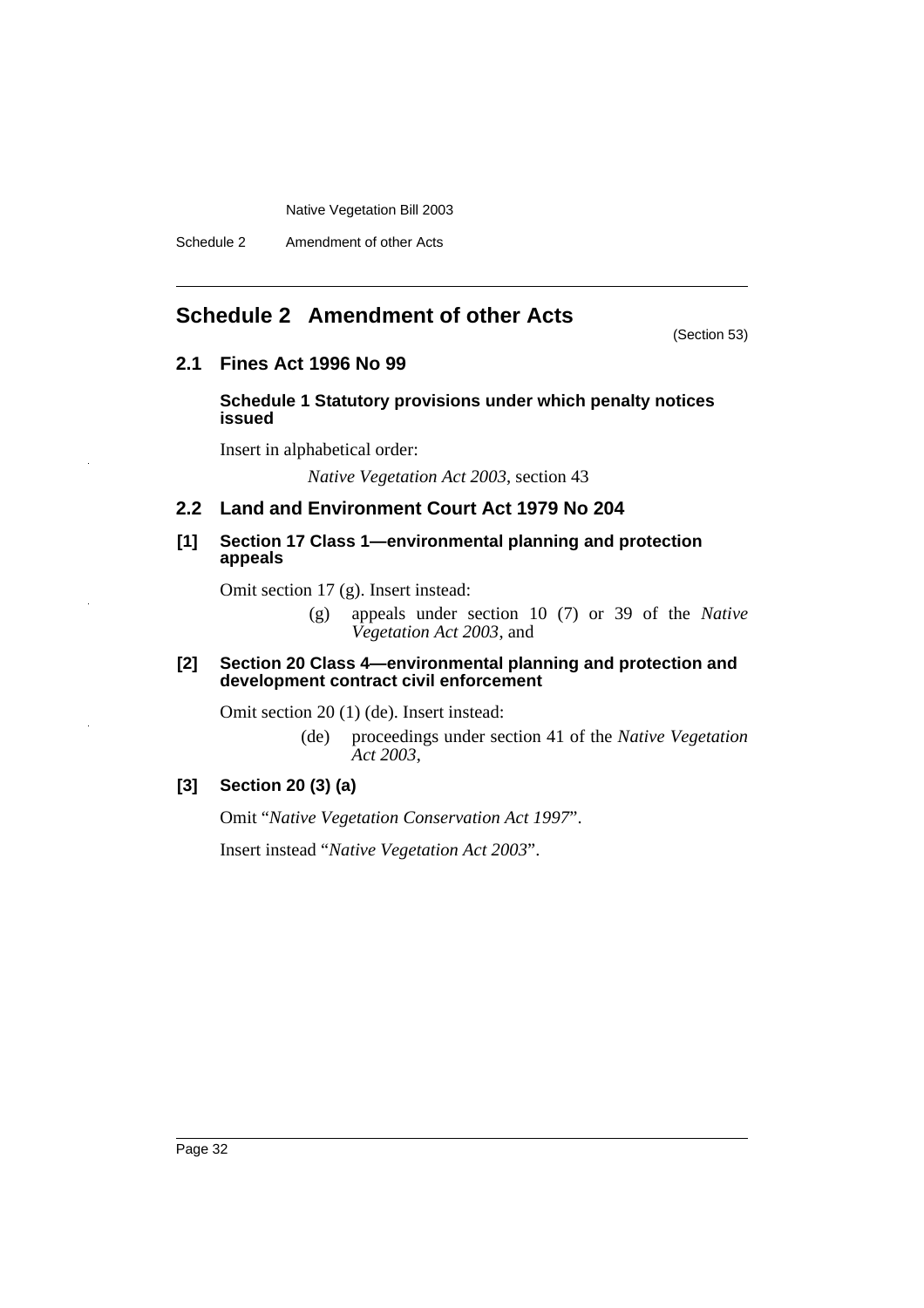# Schedule 2 Amendment of other Acts

(Section 53)

## 2.1 Fines Act 1996 No 99

### Schedule 1 Statutory provisions under which penalty notices issued

Insert in alphabetical order:

*Native Vegetation Act 2003*, section 43

## 2.2 Land and Environment Court Act 1979 No 204

### [1] Section 17 Class 1—environmental planning and protection appeals

Omit section 17 (g). Insert instead:

(g) appeals under section 10 (7) or 39 of the *Native Vegetation Act 2003*, and

### [2] Section 20 Class 4—environmental planning and protection and development contract civil enforcement

Omit section 20 (1) (de). Insert instead:

(de) proceedings under section 41 of the *Native Vegetation Act 2003*,

### [3] Section 20 (3) (a)

Omit "*Native Vegetation Conservation Act 1997*".

Insert instead "*Native Vegetation Act 2003*".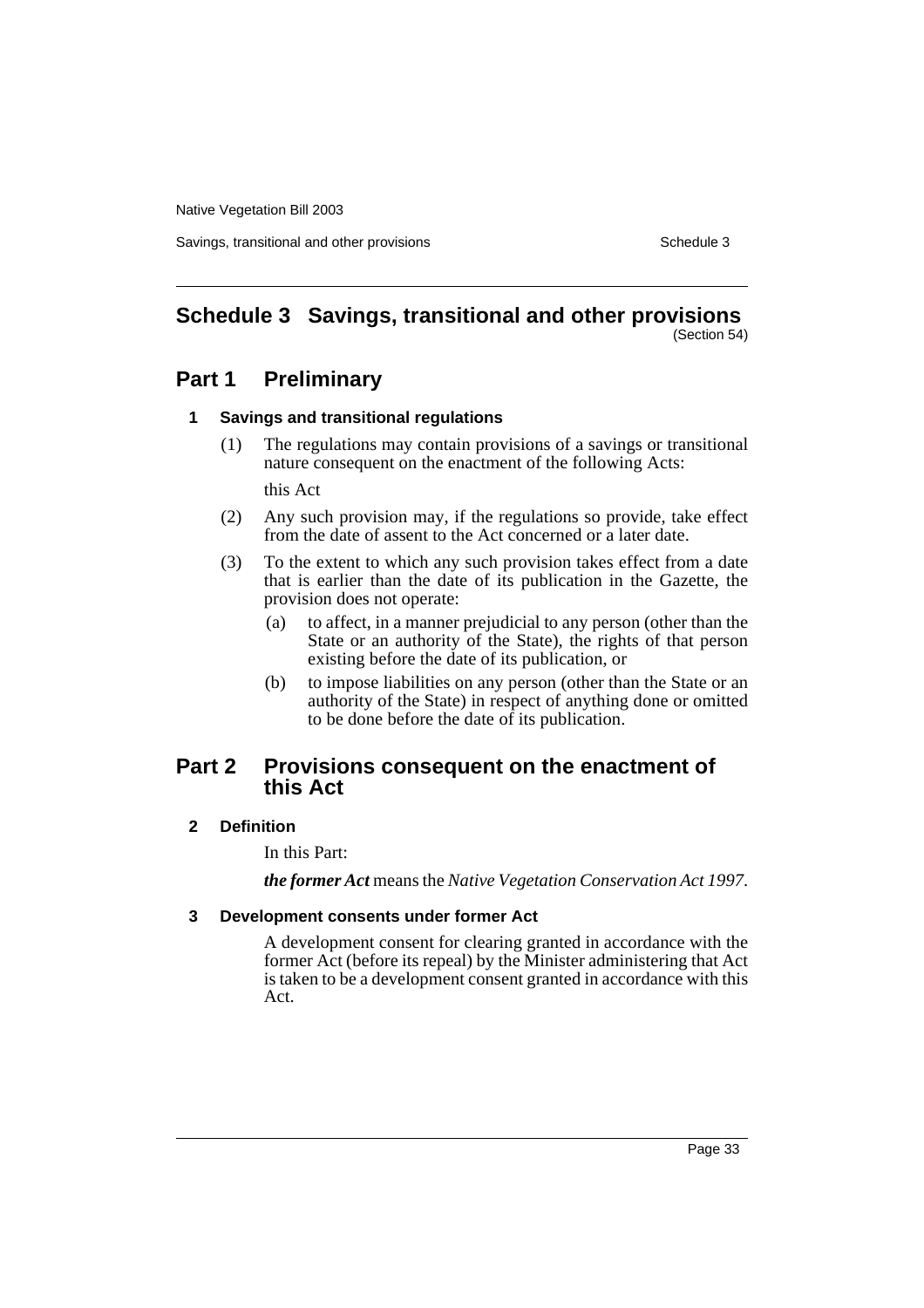# Schedule 3 Savings, transitional and other provisions

(Section 54)

## Part 1 Preliminary

### 1 Savings and transitional regulations

(1) The regulations may contain provisions of a savings or transitional nature consequent on the enactment of the following Acts:

this Act

(2) Any such provision may, if the regulations so provide, take effect from the date of assent to the Act concerned or a later date.

(3) To the extent to which any such provision takes effect from a date that is earlier than the date of its publication in the Gazette, the provision does not operate:

(a) to affect, in a manner prejudicial to any person (other than the State or an authority of the State), the rights of that person existing before the date of its publication, or

(b) to impose liabilities on any person (other than the State or an authority of the State) in respect of anything done or omitted to be done before the date of its publication.

## Part 2 Provisions consequent on the enactment of this Act

### 2 Definition

In this Part:

***the former Act*** means the *Native Vegetation Conservation Act 1997*.

### 3 Development consents under former Act

A development consent for clearing granted in accordance with the former Act (before its repeal) by the Minister administering that Act is taken to be a development consent granted in accordance with this Act.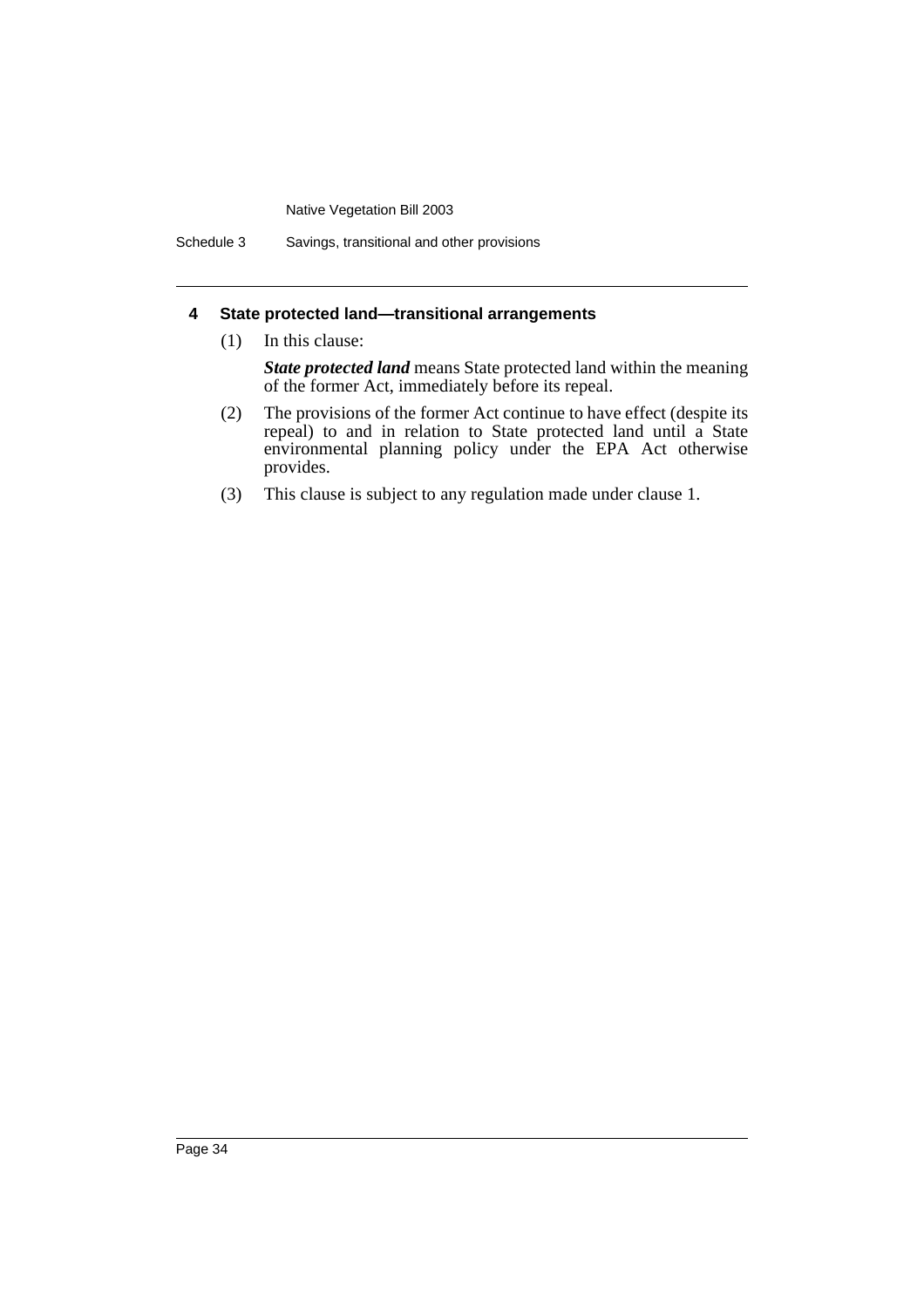## 4 State protected land—transitional arrangements

(1) In this clause:

***State protected land*** means State protected land within the meaning of the former Act, immediately before its repeal.

(2) The provisions of the former Act continue to have effect (despite its repeal) to and in relation to State protected land until a State environmental planning policy under the EPA Act otherwise provides.

(3) This clause is subject to any regulation made under clause 1.